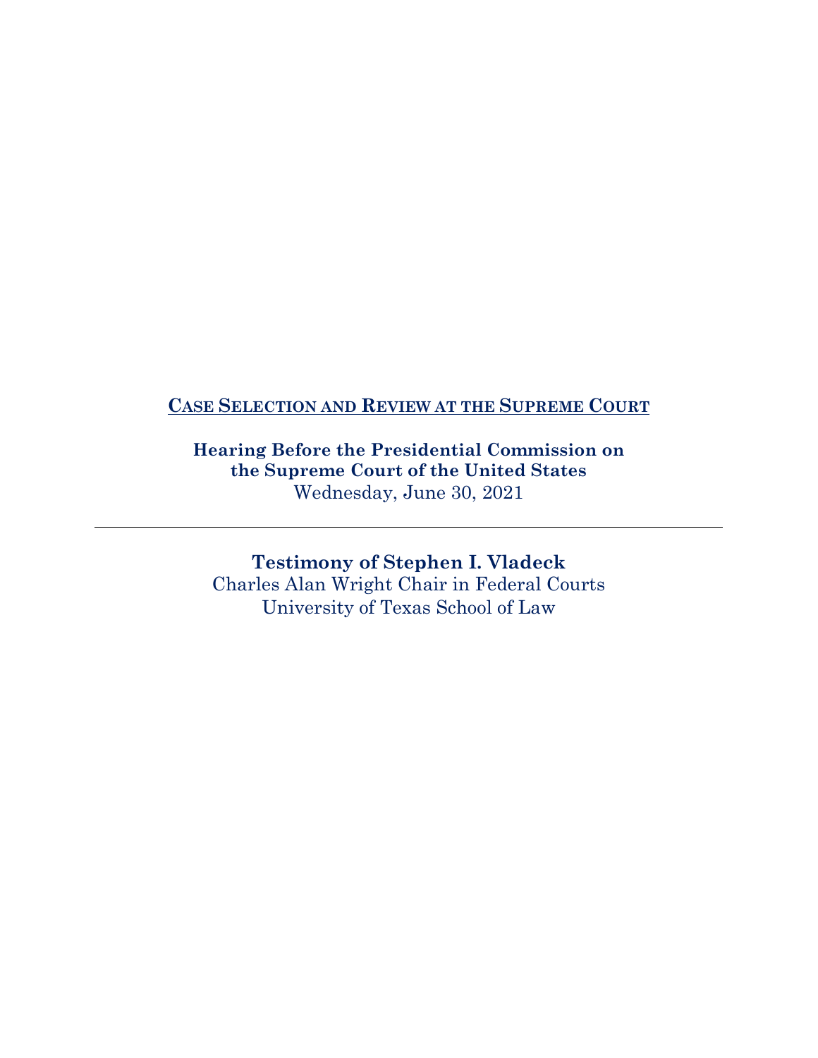# CASE SELECTION AND REVIEW AT THE SUPREME COURT

**Hearing Before the Presidential Commission on the Supreme Court of the United States**
Wednesday, June 30, 2021

---

**Testimony of Stephen I. Vladeck**
Charles Alan Wright Chair in Federal Courts
University of Texas School of Law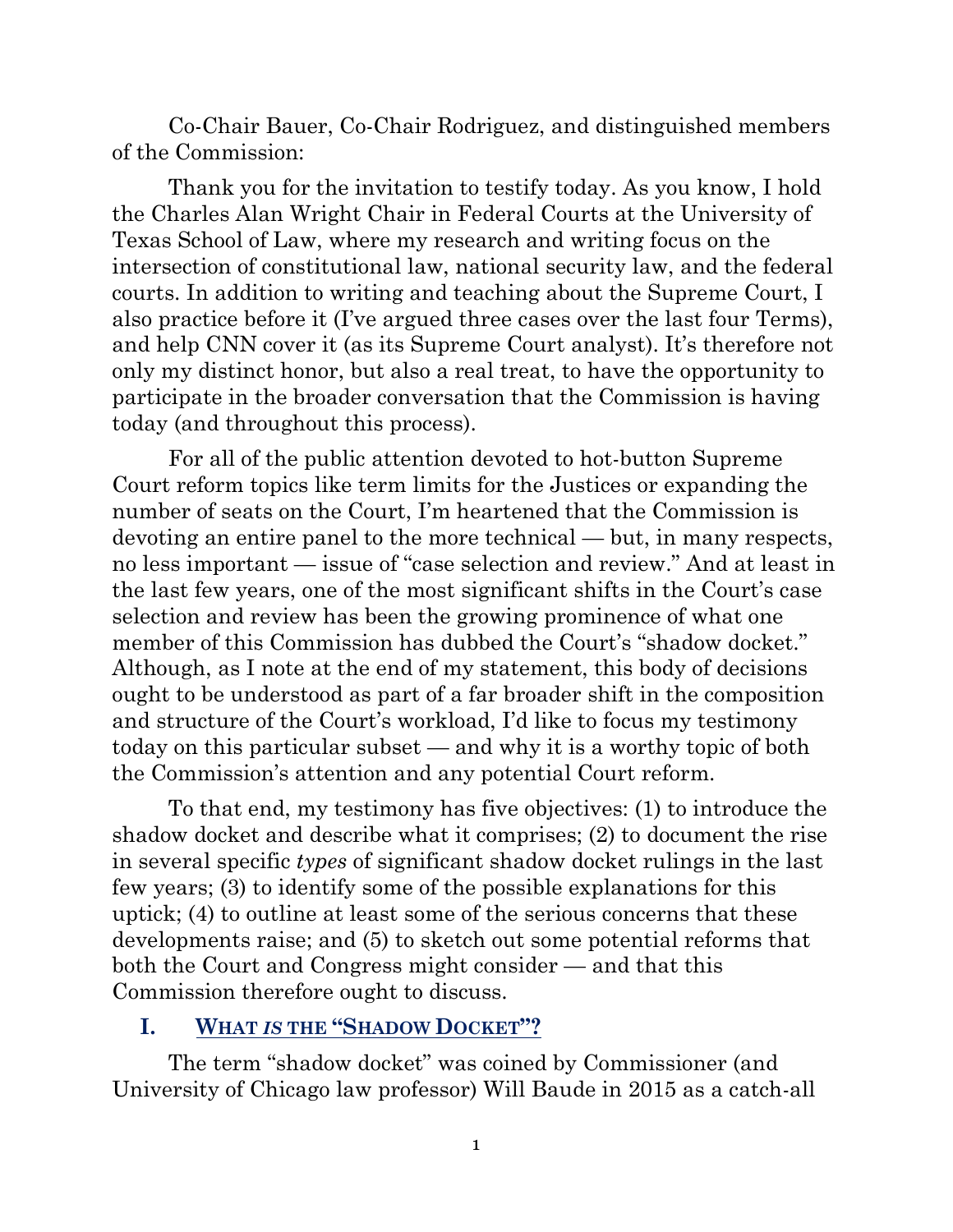Co-Chair Bauer, Co-Chair Rodriguez, and distinguished members of the Commission:

Thank you for the invitation to testify today. As you know, I hold the Charles Alan Wright Chair in Federal Courts at the University of Texas School of Law, where my research and writing focus on the intersection of constitutional law, national security law, and the federal courts. In addition to writing and teaching about the Supreme Court, I also practice before it (I've argued three cases over the last four Terms), and help CNN cover it (as its Supreme Court analyst). It's therefore not only my distinct honor, but also a real treat, to have the opportunity to participate in the broader conversation that the Commission is having today (and throughout this process).

For all of the public attention devoted to hot-button Supreme Court reform topics like term limits for the Justices or expanding the number of seats on the Court, I'm heartened that the Commission is devoting an entire panel to the more technical — but, in many respects, no less important — issue of "case selection and review." And at least in the last few years, one of the most significant shifts in the Court's case selection and review has been the growing prominence of what one member of this Commission has dubbed the Court's "shadow docket." Although, as I note at the end of my statement, this body of decisions ought to be understood as part of a far broader shift in the composition and structure of the Court's workload, I'd like to focus my testimony today on this particular subset — and why it is a worthy topic of both the Commission's attention and any potential Court reform.

To that end, my testimony has five objectives: (1) to introduce the shadow docket and describe what it comprises; (2) to document the rise in several specific *types* of significant shadow docket rulings in the last few years; (3) to identify some of the possible explanations for this uptick; (4) to outline at least some of the serious concerns that these developments raise; and (5) to sketch out some potential reforms that both the Court and Congress might consider — and that this Commission therefore ought to discuss.

## I. WHAT *IS* THE "SHADOW DOCKET"?

The term "shadow docket" was coined by Commissioner (and University of Chicago law professor) Will Baude in 2015 as a catch-all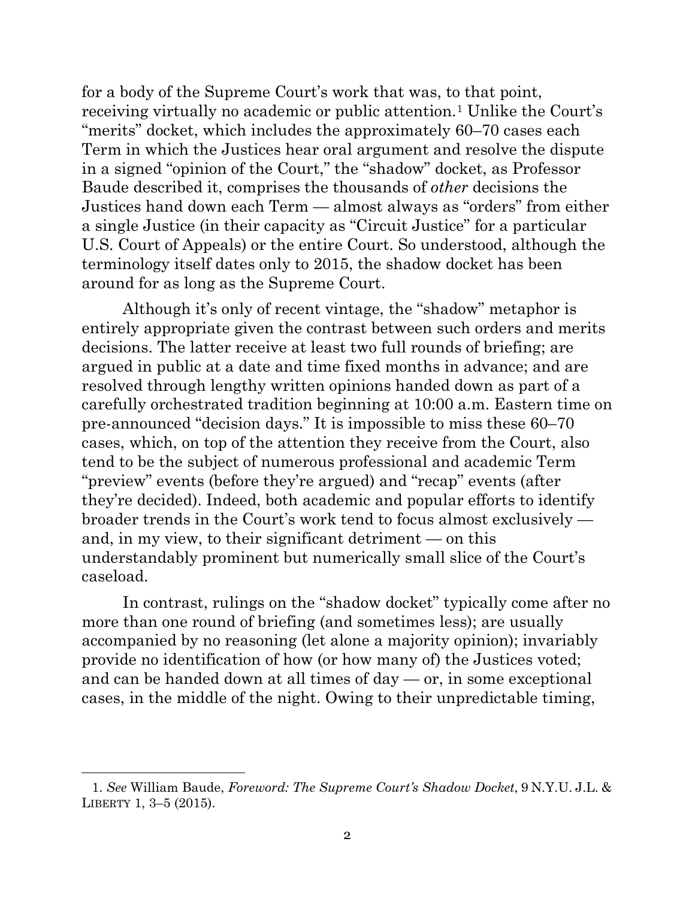for a body of the Supreme Court's work that was, to that point, receiving virtually no academic or public attention.[1] Unlike the Court's "merits" docket, which includes the approximately 60–70 cases each Term in which the Justices hear oral argument and resolve the dispute in a signed "opinion of the Court," the "shadow" docket, as Professor Baude described it, comprises the thousands of *other* decisions the Justices hand down each Term — almost always as "orders" from either a single Justice (in their capacity as "Circuit Justice" for a particular U.S. Court of Appeals) or the entire Court. So understood, although the terminology itself dates only to 2015, the shadow docket has been around for as long as the Supreme Court.

Although it's only of recent vintage, the "shadow" metaphor is entirely appropriate given the contrast between such orders and merits decisions. The latter receive at least two full rounds of briefing; are argued in public at a date and time fixed months in advance; and are resolved through lengthy written opinions handed down as part of a carefully orchestrated tradition beginning at 10:00 a.m. Eastern time on pre-announced "decision days." It is impossible to miss these 60–70 cases, which, on top of the attention they receive from the Court, also tend to be the subject of numerous professional and academic Term "preview" events (before they're argued) and "recap" events (after they're decided). Indeed, both academic and popular efforts to identify broader trends in the Court's work tend to focus almost exclusively — and, in my view, to their significant detriment — on this understandably prominent but numerically small slice of the Court's caseload.

In contrast, rulings on the "shadow docket" typically come after no more than one round of briefing (and sometimes less); are usually accompanied by no reasoning (let alone a majority opinion); invariably provide no identification of how (or how many of) the Justices voted; and can be handed down at all times of day — or, in some exceptional cases, in the middle of the night. Owing to their unpredictable timing,

---

1. *See* William Baude, *Foreword: The Supreme Court's Shadow Docket*, 9 N.Y.U. J.L. & LIBERTY 1, 3–5 (2015).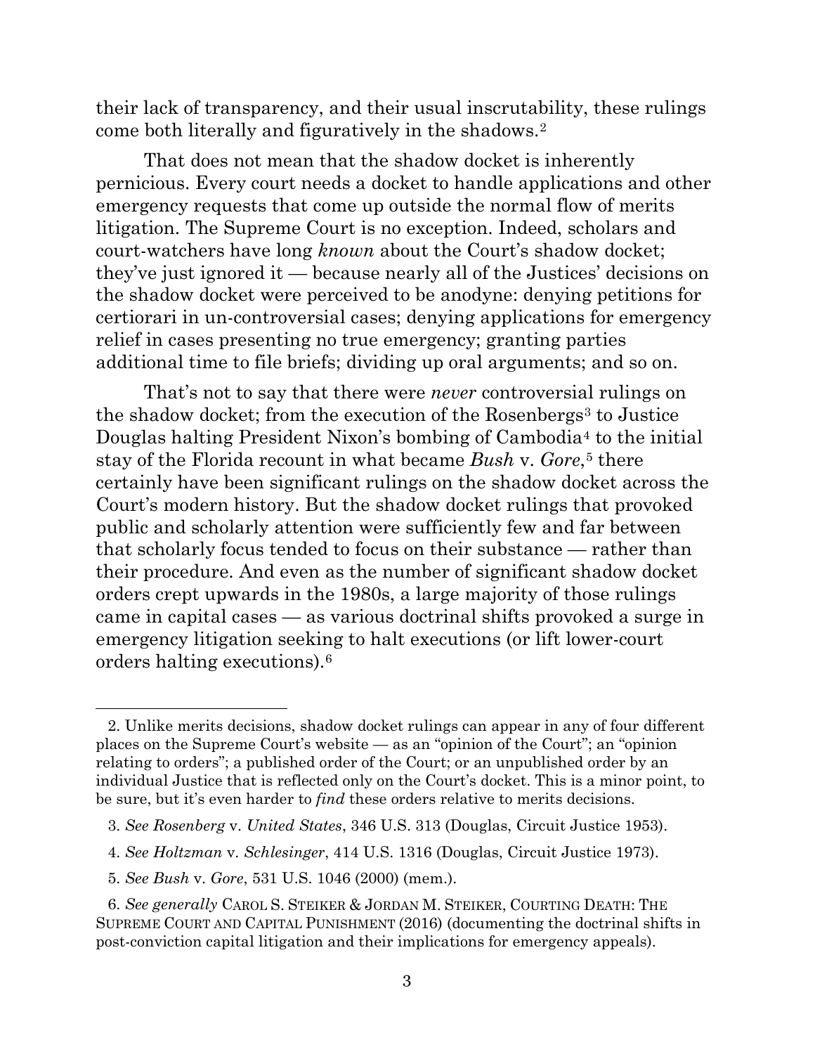their lack of transparency, and their usual inscrutability, these rulings come both literally and figuratively in the shadows.[2]

That does not mean that the shadow docket is inherently pernicious. Every court needs a docket to handle applications and other emergency requests that come up outside the normal flow of merits litigation. The Supreme Court is no exception. Indeed, scholars and court-watchers have long *known* about the Court's shadow docket; they've just ignored it — because nearly all of the Justices' decisions on the shadow docket were perceived to be anodyne: denying petitions for certiorari in un-controversial cases; denying applications for emergency relief in cases presenting no true emergency; granting parties additional time to file briefs; dividing up oral arguments; and so on.

That's not to say that there were *never* controversial rulings on the shadow docket; from the execution of the Rosenbergs[3] to Justice Douglas halting President Nixon's bombing of Cambodia[4] to the initial stay of the Florida recount in what became *Bush* v. *Gore*,[5] there certainly have been significant rulings on the shadow docket across the Court's modern history. But the shadow docket rulings that provoked public and scholarly attention were sufficiently few and far between that scholarly focus tended to focus on their substance — rather than their procedure. And even as the number of significant shadow docket orders crept upwards in the 1980s, a large majority of those rulings came in capital cases — as various doctrinal shifts provoked a surge in emergency litigation seeking to halt executions (or lift lower-court orders halting executions).[6]

---

2. Unlike merits decisions, shadow docket rulings can appear in any of four different places on the Supreme Court's website — as an "opinion of the Court"; an "opinion relating to orders"; a published order of the Court; or an unpublished order by an individual Justice that is reflected only on the Court's docket. This is a minor point, to be sure, but it's even harder to *find* these orders relative to merits decisions.

3. *See Rosenberg* v. *United States*, 346 U.S. 313 (Douglas, Circuit Justice 1953).

4. *See Holtzman* v. *Schlesinger*, 414 U.S. 1316 (Douglas, Circuit Justice 1973).

5. *See Bush* v. *Gore*, 531 U.S. 1046 (2000) (mem.).

6. *See generally* CAROL S. STEIKER & JORDAN M. STEIKER, COURTING DEATH: THE SUPREME COURT AND CAPITAL PUNISHMENT (2016) (documenting the doctrinal shifts in post-conviction capital litigation and their implications for emergency appeals).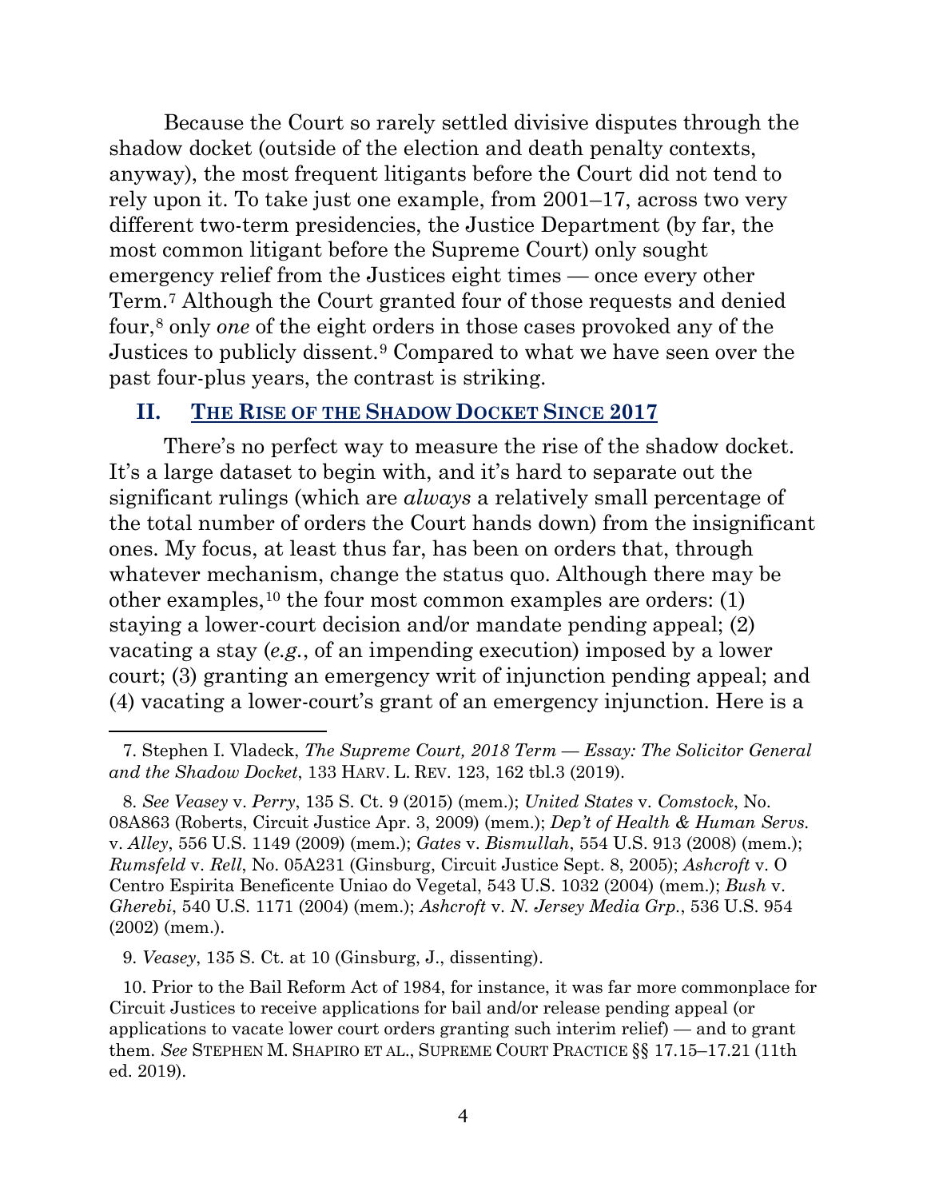Because the Court so rarely settled divisive disputes through the shadow docket (outside of the election and death penalty contexts, anyway), the most frequent litigants before the Court did not tend to rely upon it. To take just one example, from 2001–17, across two very different two-term presidencies, the Justice Department (by far, the most common litigant before the Supreme Court) only sought emergency relief from the Justices eight times — once every other Term.[7] Although the Court granted four of those requests and denied four,[8] only *one* of the eight orders in those cases provoked any of the Justices to publicly dissent.[9] Compared to what we have seen over the past four-plus years, the contrast is striking.

## II. THE RISE OF THE SHADOW DOCKET SINCE 2017

There's no perfect way to measure the rise of the shadow docket. It's a large dataset to begin with, and it's hard to separate out the significant rulings (which are *always* a relatively small percentage of the total number of orders the Court hands down) from the insignificant ones. My focus, at least thus far, has been on orders that, through whatever mechanism, change the status quo. Although there may be other examples,[10] the four most common examples are orders: (1) staying a lower-court decision and/or mandate pending appeal; (2) vacating a stay (*e.g.*, of an impending execution) imposed by a lower court; (3) granting an emergency writ of injunction pending appeal; and (4) vacating a lower-court's grant of an emergency injunction. Here is a

---

7. Stephen I. Vladeck, *The Supreme Court, 2018 Term — Essay: The Solicitor General and the Shadow Docket*, 133 HARV. L. REV. 123, 162 tbl.3 (2019).

8. *See Veasey* v. *Perry*, 135 S. Ct. 9 (2015) (mem.); *United States* v. *Comstock*, No. 08A863 (Roberts, Circuit Justice Apr. 3, 2009) (mem.); *Dep't of Health & Human Servs.* v. *Alley*, 556 U.S. 1149 (2009) (mem.); *Gates* v. *Bismullah*, 554 U.S. 913 (2008) (mem.); *Rumsfeld* v. *Rell*, No. 05A231 (Ginsburg, Circuit Justice Sept. 8, 2005); *Ashcroft* v. O Centro Espirita Beneficente Uniao do Vegetal, 543 U.S. 1032 (2004) (mem.); *Bush* v. *Gherebi*, 540 U.S. 1171 (2004) (mem.); *Ashcroft* v. *N. Jersey Media Grp.*, 536 U.S. 954 (2002) (mem.).

9. *Veasey*, 135 S. Ct. at 10 (Ginsburg, J., dissenting).

10. Prior to the Bail Reform Act of 1984, for instance, it was far more commonplace for Circuit Justices to receive applications for bail and/or release pending appeal (or applications to vacate lower court orders granting such interim relief) — and to grant them. *See* STEPHEN M. SHAPIRO ET AL., SUPREME COURT PRACTICE §§ 17.15–17.21 (11th ed. 2019).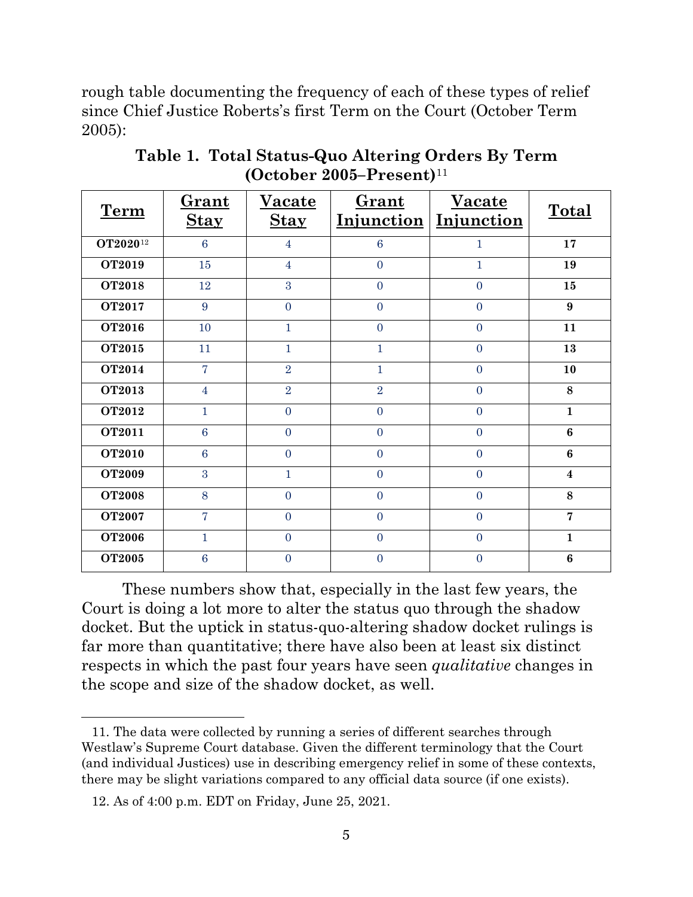rough table documenting the frequency of each of these types of relief since Chief Justice Roberts's first Term on the Court (October Term 2005):

**Table 1. Total Status-Quo Altering Orders By Term (October 2005–Present)**[11]

| Term | Grant Stay | Vacate Stay | Grant Injunction | Vacate Injunction | Total |
|---|---|---|---|---|---|
| **OT2020**[12] | 6 | 4 | 6 | 1 | **17** |
| **OT2019** | 15 | 4 | 0 | 1 | **19** |
| **OT2018** | 12 | 3 | 0 | 0 | **15** |
| **OT2017** | 9 | 0 | 0 | 0 | **9** |
| **OT2016** | 10 | 1 | 0 | 0 | **11** |
| **OT2015** | 11 | 1 | 1 | 0 | **13** |
| **OT2014** | 7 | 2 | 1 | 0 | **10** |
| **OT2013** | 4 | 2 | 2 | 0 | **8** |
| **OT2012** | 1 | 0 | 0 | 0 | **1** |
| **OT2011** | 6 | 0 | 0 | 0 | **6** |
| **OT2010** | 6 | 0 | 0 | 0 | **6** |
| **OT2009** | 3 | 1 | 0 | 0 | **4** |
| **OT2008** | 8 | 0 | 0 | 0 | **8** |
| **OT2007** | 7 | 0 | 0 | 0 | **7** |
| **OT2006** | 1 | 0 | 0 | 0 | **1** |
| **OT2005** | 6 | 0 | 0 | 0 | **6** |

These numbers show that, especially in the last few years, the Court is doing a lot more to alter the status quo through the shadow docket. But the uptick in status-quo-altering shadow docket rulings is far more than quantitative; there have also been at least six distinct respects in which the past four years have seen *qualitative* changes in the scope and size of the shadow docket, as well.

---

11. The data were collected by running a series of different searches through Westlaw's Supreme Court database. Given the different terminology that the Court (and individual Justices) use in describing emergency relief in some of these contexts, there may be slight variations compared to any official data source (if one exists).

12. As of 4:00 p.m. EDT on Friday, June 25, 2021.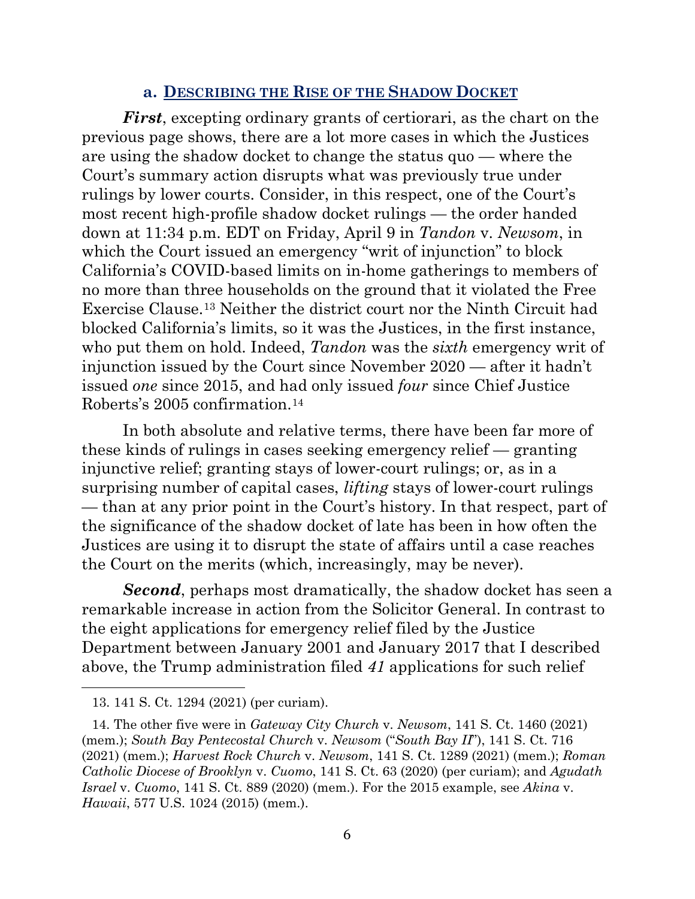### a. Describing the Rise of the Shadow Docket

***First***, excepting ordinary grants of certiorari, as the chart on the previous page shows, there are a lot more cases in which the Justices are using the shadow docket to change the status quo — where the Court's summary action disrupts what was previously true under rulings by lower courts. Consider, in this respect, one of the Court's most recent high-profile shadow docket rulings — the order handed down at 11:34 p.m. EDT on Friday, April 9 in *Tandon* v. *Newsom*, in which the Court issued an emergency "writ of injunction" to block California's COVID-based limits on in-home gatherings to members of no more than three households on the ground that it violated the Free Exercise Clause.[13] Neither the district court nor the Ninth Circuit had blocked California's limits, so it was the Justices, in the first instance, who put them on hold. Indeed, *Tandon* was the *sixth* emergency writ of injunction issued by the Court since November 2020 — after it hadn't issued *one* since 2015, and had only issued *four* since Chief Justice Roberts's 2005 confirmation.[14]

In both absolute and relative terms, there have been far more of these kinds of rulings in cases seeking emergency relief — granting injunctive relief; granting stays of lower-court rulings; or, as in a surprising number of capital cases, *lifting* stays of lower-court rulings — than at any prior point in the Court's history. In that respect, part of the significance of the shadow docket of late has been in how often the Justices are using it to disrupt the state of affairs until a case reaches the Court on the merits (which, increasingly, may be never).

***Second***, perhaps most dramatically, the shadow docket has seen a remarkable increase in action from the Solicitor General. In contrast to the eight applications for emergency relief filed by the Justice Department between January 2001 and January 2017 that I described above, the Trump administration filed *41* applications for such relief

---

13. 141 S. Ct. 1294 (2021) (per curiam).

14. The other five were in *Gateway City Church* v. *Newsom*, 141 S. Ct. 1460 (2021) (mem.); *South Bay Pentecostal Church* v. *Newsom* ("*South Bay II*"), 141 S. Ct. 716 (2021) (mem.); *Harvest Rock Church* v. *Newsom*, 141 S. Ct. 1289 (2021) (mem.); *Roman Catholic Diocese of Brooklyn* v. *Cuomo*, 141 S. Ct. 63 (2020) (per curiam); and *Agudath Israel* v. *Cuomo*, 141 S. Ct. 889 (2020) (mem.). For the 2015 example, see *Akina* v. *Hawaii*, 577 U.S. 1024 (2015) (mem.).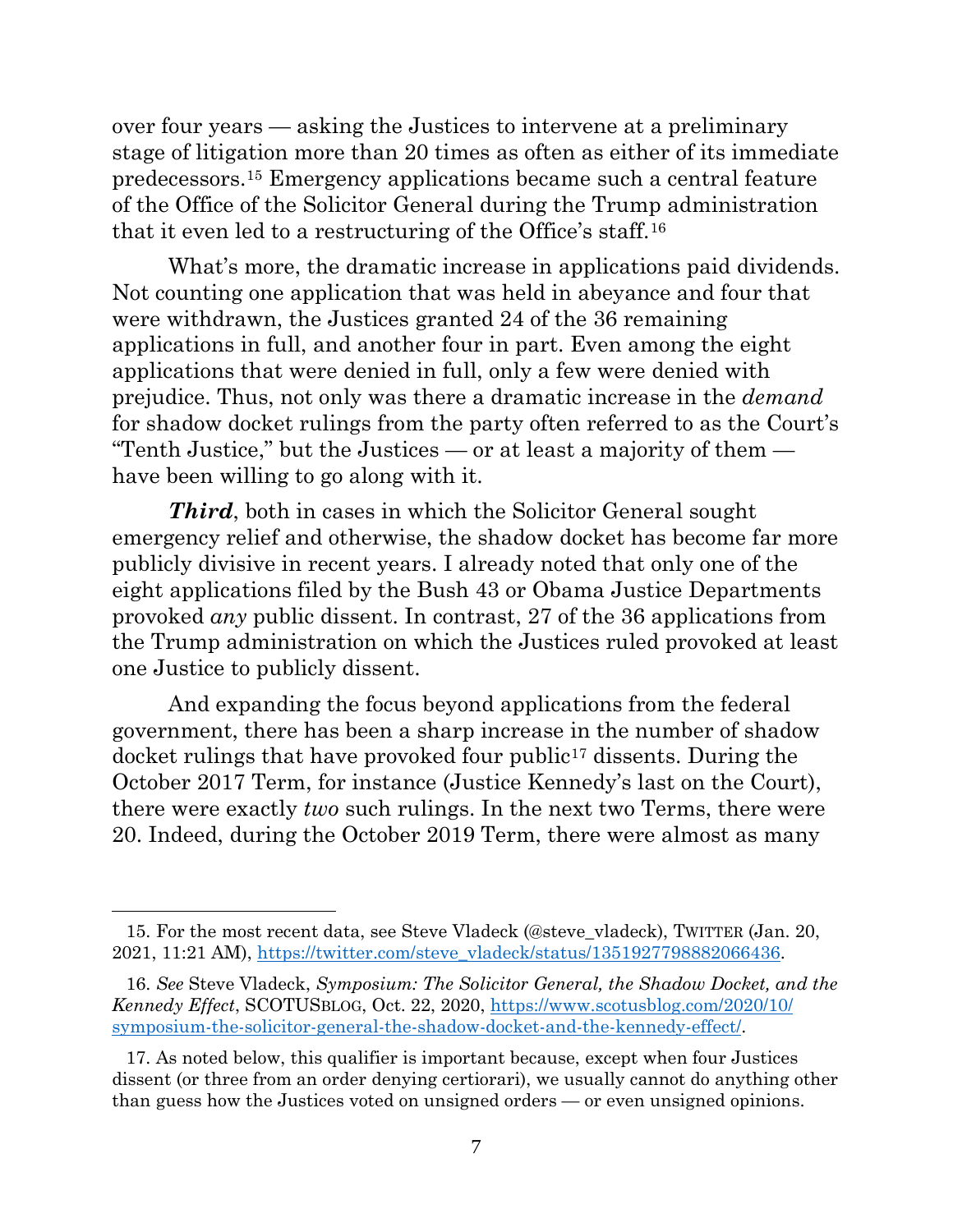over four years — asking the Justices to intervene at a preliminary stage of litigation more than 20 times as often as either of its immediate predecessors.[15] Emergency applications became such a central feature of the Office of the Solicitor General during the Trump administration that it even led to a restructuring of the Office's staff.[16]

What's more, the dramatic increase in applications paid dividends. Not counting one application that was held in abeyance and four that were withdrawn, the Justices granted 24 of the 36 remaining applications in full, and another four in part. Even among the eight applications that were denied in full, only a few were denied with prejudice. Thus, not only was there a dramatic increase in the *demand* for shadow docket rulings from the party often referred to as the Court's "Tenth Justice," but the Justices — or at least a majority of them — have been willing to go along with it.

***Third***, both in cases in which the Solicitor General sought emergency relief and otherwise, the shadow docket has become far more publicly divisive in recent years. I already noted that only one of the eight applications filed by the Bush 43 or Obama Justice Departments provoked *any* public dissent. In contrast, 27 of the 36 applications from the Trump administration on which the Justices ruled provoked at least one Justice to publicly dissent.

And expanding the focus beyond applications from the federal government, there has been a sharp increase in the number of shadow docket rulings that have provoked four public[17] dissents. During the October 2017 Term, for instance (Justice Kennedy's last on the Court), there were exactly *two* such rulings. In the next two Terms, there were 20. Indeed, during the October 2019 Term, there were almost as many

---

15. For the most recent data, see Steve Vladeck (@steve_vladeck), TWITTER (Jan. 20, 2021, 11:21 AM), https://twitter.com/steve_vladeck/status/1351927798882066436.

16. *See* Steve Vladeck, *Symposium: The Solicitor General, the Shadow Docket, and the Kennedy Effect*, SCOTUSBLOG, Oct. 22, 2020, https://www.scotusblog.com/2020/10/symposium-the-solicitor-general-the-shadow-docket-and-the-kennedy-effect/.

17. As noted below, this qualifier is important because, except when four Justices dissent (or three from an order denying certiorari), we usually cannot do anything other than guess how the Justices voted on unsigned orders — or even unsigned opinions.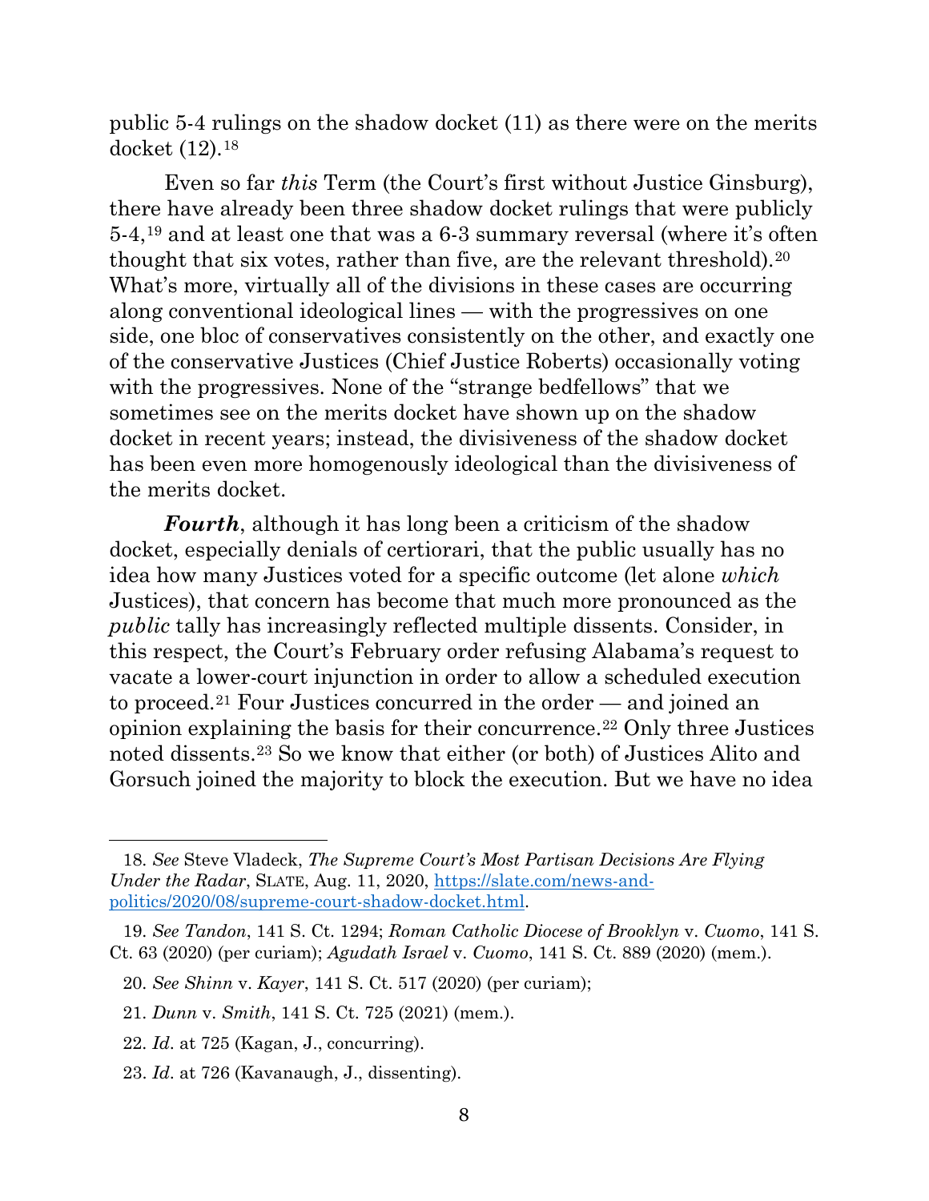public 5-4 rulings on the shadow docket (11) as there were on the merits docket (12).[18]

Even so far *this* Term (the Court's first without Justice Ginsburg), there have already been three shadow docket rulings that were publicly 5-4,[19] and at least one that was a 6-3 summary reversal (where it's often thought that six votes, rather than five, are the relevant threshold).[20] What's more, virtually all of the divisions in these cases are occurring along conventional ideological lines — with the progressives on one side, one bloc of conservatives consistently on the other, and exactly one of the conservative Justices (Chief Justice Roberts) occasionally voting with the progressives. None of the "strange bedfellows" that we sometimes see on the merits docket have shown up on the shadow docket in recent years; instead, the divisiveness of the shadow docket has been even more homogenously ideological than the divisiveness of the merits docket.

***Fourth***, although it has long been a criticism of the shadow docket, especially denials of certiorari, that the public usually has no idea how many Justices voted for a specific outcome (let alone *which* Justices), that concern has become that much more pronounced as the *public* tally has increasingly reflected multiple dissents. Consider, in this respect, the Court's February order refusing Alabama's request to vacate a lower-court injunction in order to allow a scheduled execution to proceed.[21] Four Justices concurred in the order — and joined an opinion explaining the basis for their concurrence.[22] Only three Justices noted dissents.[23] So we know that either (or both) of Justices Alito and Gorsuch joined the majority to block the execution. But we have no idea

---

18. *See* Steve Vladeck, *The Supreme Court's Most Partisan Decisions Are Flying Under the Radar*, SLATE, Aug. 11, 2020, [https://slate.com/news-and-politics/2020/08/supreme-court-shadow-docket.html](https://slate.com/news-and-politics/2020/08/supreme-court-shadow-docket.html).

19. *See Tandon*, 141 S. Ct. 1294; *Roman Catholic Diocese of Brooklyn* v. *Cuomo*, 141 S. Ct. 63 (2020) (per curiam); *Agudath Israel* v. *Cuomo*, 141 S. Ct. 889 (2020) (mem.).

20. *See Shinn* v. *Kayer*, 141 S. Ct. 517 (2020) (per curiam);

21. *Dunn* v. *Smith*, 141 S. Ct. 725 (2021) (mem.).

22. *Id*. at 725 (Kagan, J., concurring).

23. *Id*. at 726 (Kavanaugh, J., dissenting).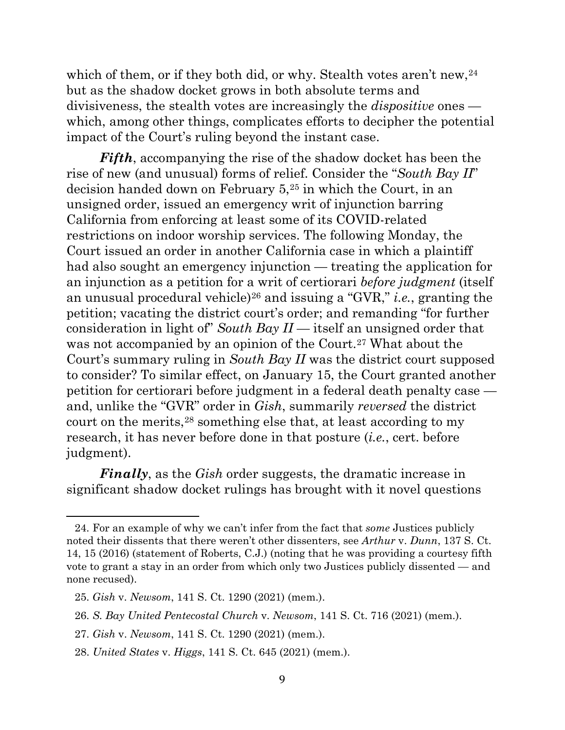which of them, or if they both did, or why. Stealth votes aren't new,[24] but as the shadow docket grows in both absolute terms and divisiveness, the stealth votes are increasingly the *dispositive* ones — which, among other things, complicates efforts to decipher the potential impact of the Court's ruling beyond the instant case.

***Fifth***, accompanying the rise of the shadow docket has been the rise of new (and unusual) forms of relief. Consider the "*South Bay II*" decision handed down on February 5,[25] in which the Court, in an unsigned order, issued an emergency writ of injunction barring California from enforcing at least some of its COVID-related restrictions on indoor worship services. The following Monday, the Court issued an order in another California case in which a plaintiff had also sought an emergency injunction — treating the application for an injunction as a petition for a writ of certiorari *before judgment* (itself an unusual procedural vehicle)[26] and issuing a "GVR," *i.e.*, granting the petition; vacating the district court's order; and remanding "for further consideration in light of" *South Bay II* — itself an unsigned order that was not accompanied by an opinion of the Court.[27] What about the Court's summary ruling in *South Bay II* was the district court supposed to consider? To similar effect, on January 15, the Court granted another petition for certiorari before judgment in a federal death penalty case — and, unlike the "GVR" order in *Gish*, summarily *reversed* the district court on the merits,[28] something else that, at least according to my research, it has never before done in that posture (*i.e.*, cert. before judgment).

***Finally***, as the *Gish* order suggests, the dramatic increase in significant shadow docket rulings has brought with it novel questions

---

24. For an example of why we can't infer from the fact that *some* Justices publicly noted their dissents that there weren't other dissenters, see *Arthur* v. *Dunn*, 137 S. Ct. 14, 15 (2016) (statement of Roberts, C.J.) (noting that he was providing a courtesy fifth vote to grant a stay in an order from which only two Justices publicly dissented — and none recused).

25. *Gish* v. *Newsom*, 141 S. Ct. 1290 (2021) (mem.).

26. *S. Bay United Pentecostal Church* v. *Newsom*, 141 S. Ct. 716 (2021) (mem.).

27. *Gish* v. *Newsom*, 141 S. Ct. 1290 (2021) (mem.).

28. *United States* v. *Higgs*, 141 S. Ct. 645 (2021) (mem.).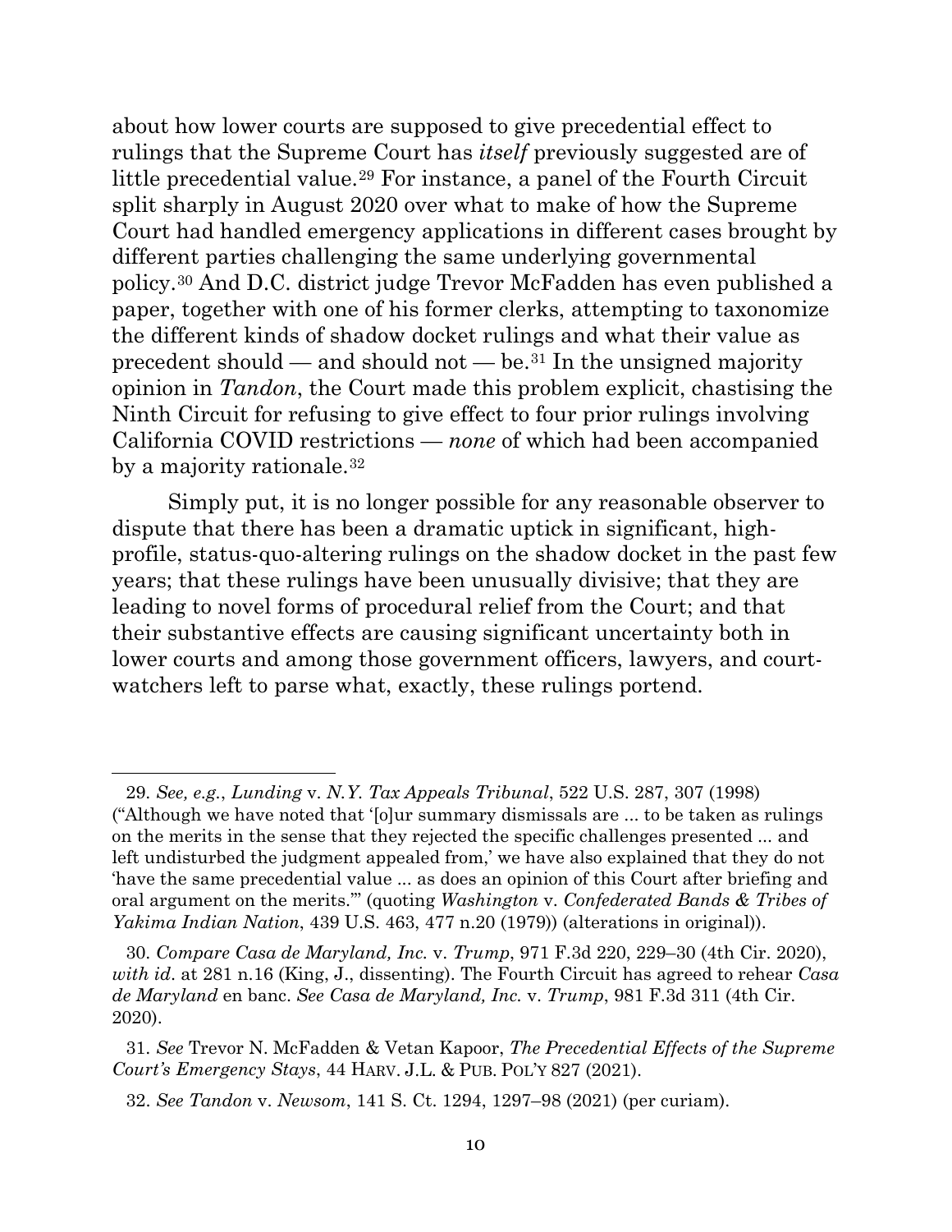about how lower courts are supposed to give precedential effect to rulings that the Supreme Court has *itself* previously suggested are of little precedential value.[29] For instance, a panel of the Fourth Circuit split sharply in August 2020 over what to make of how the Supreme Court had handled emergency applications in different cases brought by different parties challenging the same underlying governmental policy.[30] And D.C. district judge Trevor McFadden has even published a paper, together with one of his former clerks, attempting to taxonomize the different kinds of shadow docket rulings and what their value as precedent should — and should not — be.[31] In the unsigned majority opinion in *Tandon*, the Court made this problem explicit, chastising the Ninth Circuit for refusing to give effect to four prior rulings involving California COVID restrictions — *none* of which had been accompanied by a majority rationale.[32]

Simply put, it is no longer possible for any reasonable observer to dispute that there has been a dramatic uptick in significant, high-profile, status-quo-altering rulings on the shadow docket in the past few years; that these rulings have been unusually divisive; that they are leading to novel forms of procedural relief from the Court; and that their substantive effects are causing significant uncertainty both in lower courts and among those government officers, lawyers, and court-watchers left to parse what, exactly, these rulings portend.

---

29. *See, e.g.*, *Lunding* v. *N.Y. Tax Appeals Tribunal*, 522 U.S. 287, 307 (1998) ("Although we have noted that '[o]ur summary dismissals are ... to be taken as rulings on the merits in the sense that they rejected the specific challenges presented ... and left undisturbed the judgment appealed from,' we have also explained that they do not 'have the same precedential value ... as does an opinion of this Court after briefing and oral argument on the merits.'" (quoting *Washington* v. *Confederated Bands & Tribes of Yakima Indian Nation*, 439 U.S. 463, 477 n.20 (1979)) (alterations in original)).

30. *Compare Casa de Maryland, Inc.* v. *Trump*, 971 F.3d 220, 229–30 (4th Cir. 2020), *with id*. at 281 n.16 (King, J., dissenting). The Fourth Circuit has agreed to rehear *Casa de Maryland* en banc. *See Casa de Maryland, Inc.* v. *Trump*, 981 F.3d 311 (4th Cir. 2020).

31. *See* Trevor N. McFadden & Vetan Kapoor, *The Precedential Effects of the Supreme Court's Emergency Stays*, 44 HARV. J.L. & PUB. POL'Y 827 (2021).

32. *See Tandon* v. *Newsom*, 141 S. Ct. 1294, 1297–98 (2021) (per curiam).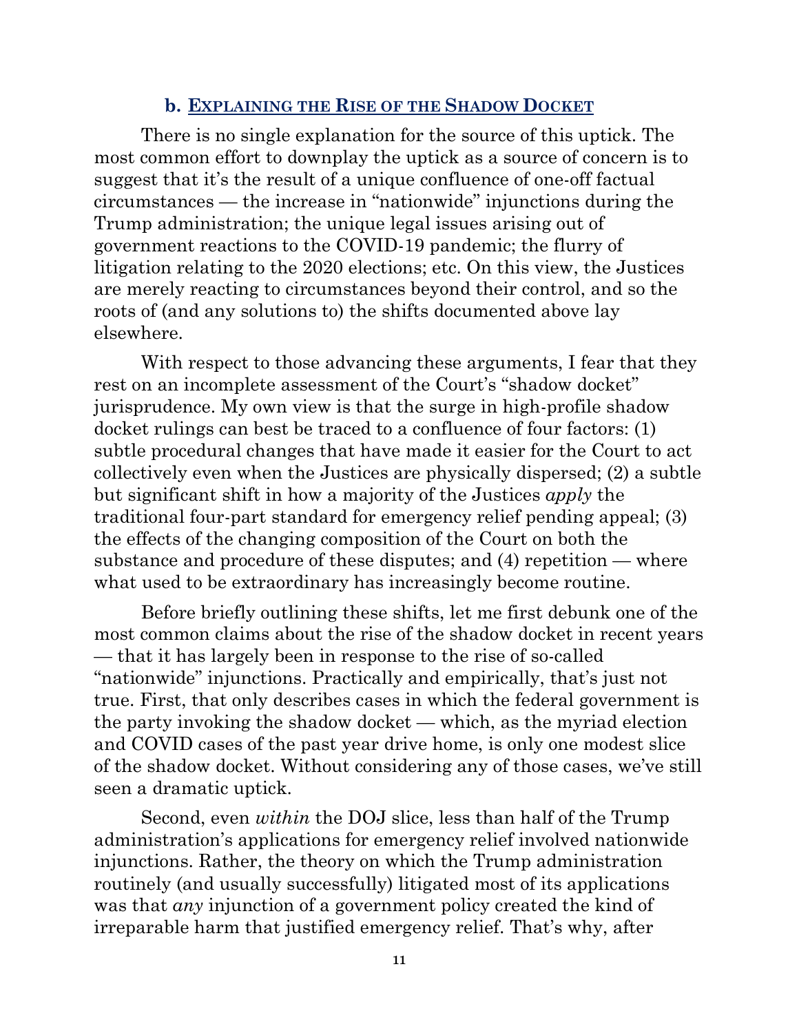### b. Explaining the Rise of the Shadow Docket

There is no single explanation for the source of this uptick. The most common effort to downplay the uptick as a source of concern is to suggest that it's the result of a unique confluence of one-off factual circumstances — the increase in "nationwide" injunctions during the Trump administration; the unique legal issues arising out of government reactions to the COVID-19 pandemic; the flurry of litigation relating to the 2020 elections; etc. On this view, the Justices are merely reacting to circumstances beyond their control, and so the roots of (and any solutions to) the shifts documented above lay elsewhere.

With respect to those advancing these arguments, I fear that they rest on an incomplete assessment of the Court's "shadow docket" jurisprudence. My own view is that the surge in high-profile shadow docket rulings can best be traced to a confluence of four factors: (1) subtle procedural changes that have made it easier for the Court to act collectively even when the Justices are physically dispersed; (2) a subtle but significant shift in how a majority of the Justices *apply* the traditional four-part standard for emergency relief pending appeal; (3) the effects of the changing composition of the Court on both the substance and procedure of these disputes; and (4) repetition — where what used to be extraordinary has increasingly become routine.

Before briefly outlining these shifts, let me first debunk one of the most common claims about the rise of the shadow docket in recent years — that it has largely been in response to the rise of so-called "nationwide" injunctions. Practically and empirically, that's just not true. First, that only describes cases in which the federal government is the party invoking the shadow docket — which, as the myriad election and COVID cases of the past year drive home, is only one modest slice of the shadow docket. Without considering any of those cases, we've still seen a dramatic uptick.

Second, even *within* the DOJ slice, less than half of the Trump administration's applications for emergency relief involved nationwide injunctions. Rather, the theory on which the Trump administration routinely (and usually successfully) litigated most of its applications was that *any* injunction of a government policy created the kind of irreparable harm that justified emergency relief. That's why, after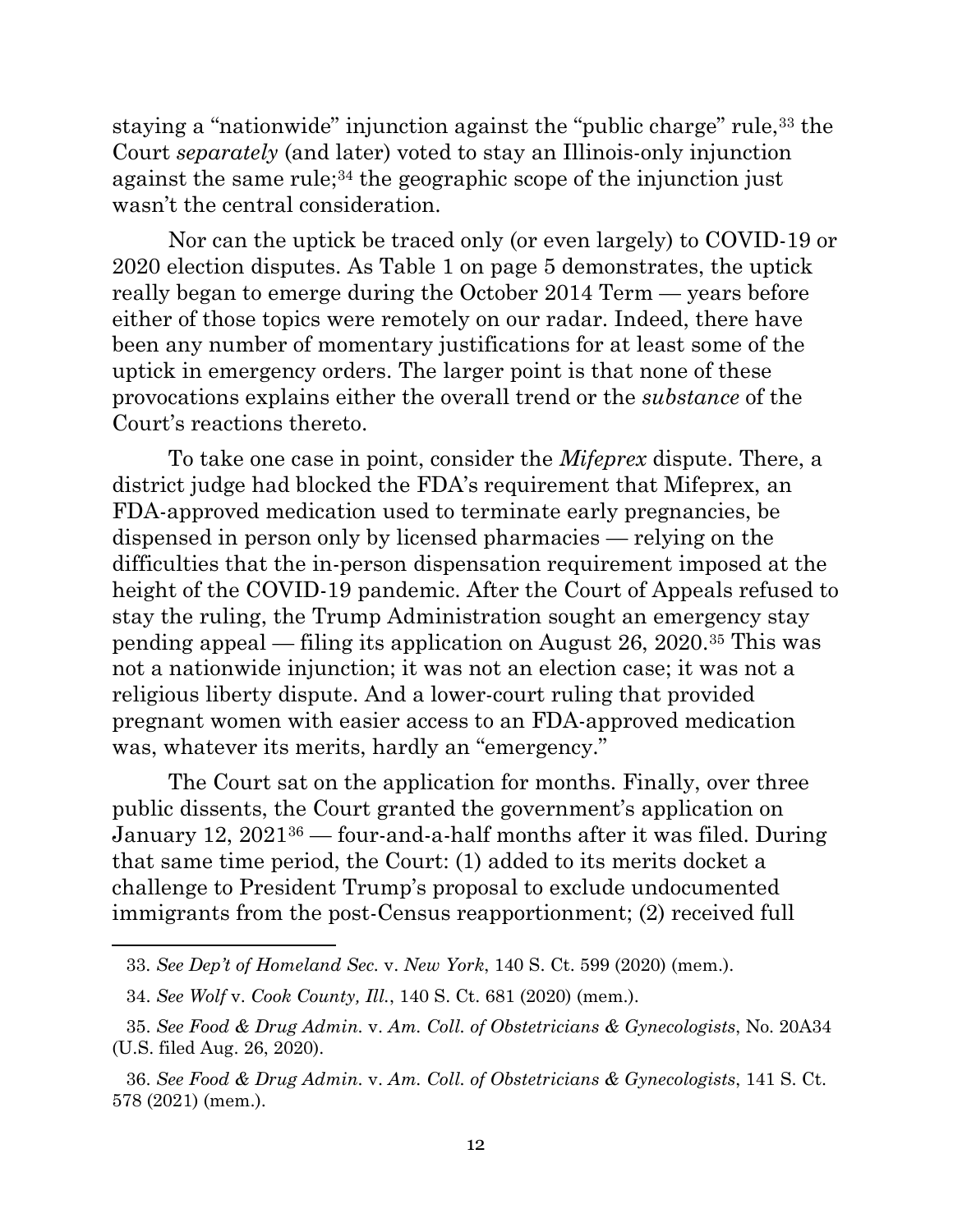staying a "nationwide" injunction against the "public charge" rule,[33] the Court *separately* (and later) voted to stay an Illinois-only injunction against the same rule;[34] the geographic scope of the injunction just wasn't the central consideration.

Nor can the uptick be traced only (or even largely) to COVID-19 or 2020 election disputes. As Table 1 on page 5 demonstrates, the uptick really began to emerge during the October 2014 Term — years before either of those topics were remotely on our radar. Indeed, there have been any number of momentary justifications for at least some of the uptick in emergency orders. The larger point is that none of these provocations explains either the overall trend or the *substance* of the Court's reactions thereto.

To take one case in point, consider the *Mifeprex* dispute. There, a district judge had blocked the FDA's requirement that Mifeprex, an FDA-approved medication used to terminate early pregnancies, be dispensed in person only by licensed pharmacies — relying on the difficulties that the in-person dispensation requirement imposed at the height of the COVID-19 pandemic. After the Court of Appeals refused to stay the ruling, the Trump Administration sought an emergency stay pending appeal — filing its application on August 26, 2020.[35] This was not a nationwide injunction; it was not an election case; it was not a religious liberty dispute. And a lower-court ruling that provided pregnant women with easier access to an FDA-approved medication was, whatever its merits, hardly an "emergency."

The Court sat on the application for months. Finally, over three public dissents, the Court granted the government's application on January 12, 2021[36] — four-and-a-half months after it was filed. During that same time period, the Court: (1) added to its merits docket a challenge to President Trump's proposal to exclude undocumented immigrants from the post-Census reapportionment; (2) received full

---

33. *See Dep't of Homeland Sec.* v. *New York*, 140 S. Ct. 599 (2020) (mem.).

34. *See Wolf* v. *Cook County, Ill.*, 140 S. Ct. 681 (2020) (mem.).

35. *See Food & Drug Admin.* v. *Am. Coll. of Obstetricians & Gynecologists*, No. 20A34 (U.S. filed Aug. 26, 2020).

36. *See Food & Drug Admin.* v. *Am. Coll. of Obstetricians & Gynecologists*, 141 S. Ct. 578 (2021) (mem.).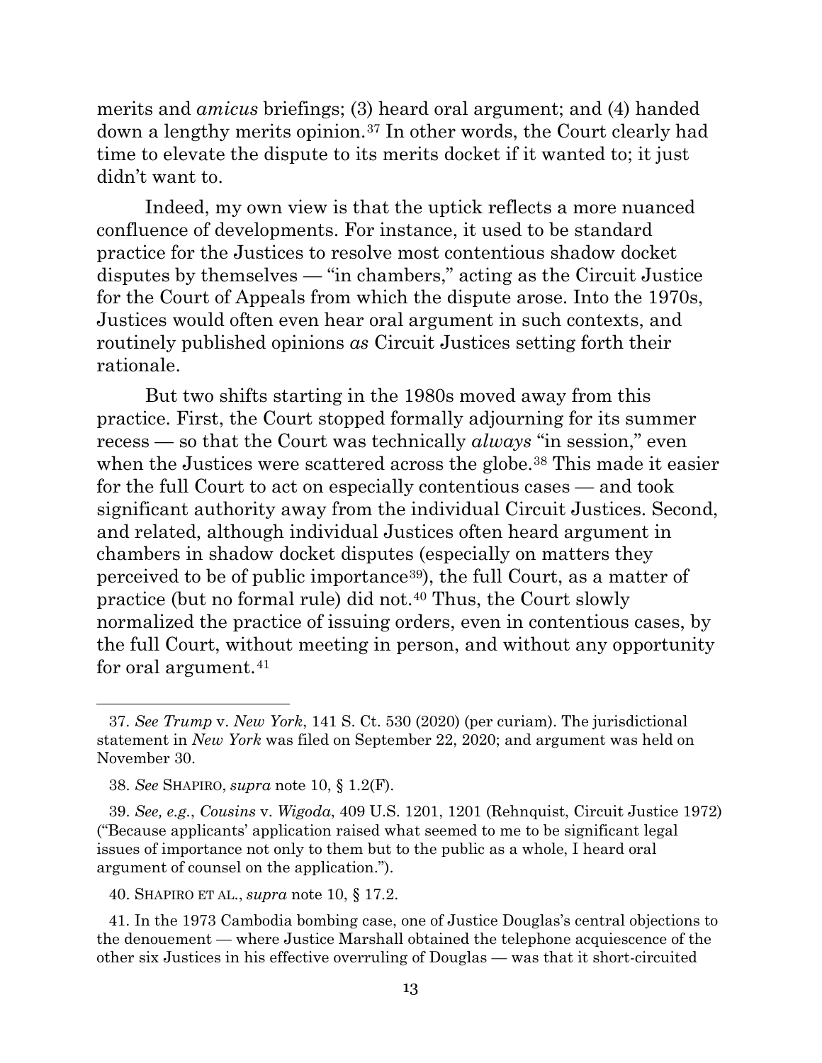merits and *amicus* briefings; (3) heard oral argument; and (4) handed down a lengthy merits opinion.[37] In other words, the Court clearly had time to elevate the dispute to its merits docket if it wanted to; it just didn't want to.

Indeed, my own view is that the uptick reflects a more nuanced confluence of developments. For instance, it used to be standard practice for the Justices to resolve most contentious shadow docket disputes by themselves — "in chambers," acting as the Circuit Justice for the Court of Appeals from which the dispute arose. Into the 1970s, Justices would often even hear oral argument in such contexts, and routinely published opinions *as* Circuit Justices setting forth their rationale.

But two shifts starting in the 1980s moved away from this practice. First, the Court stopped formally adjourning for its summer recess — so that the Court was technically *always* "in session," even when the Justices were scattered across the globe.[38] This made it easier for the full Court to act on especially contentious cases — and took significant authority away from the individual Circuit Justices. Second, and related, although individual Justices often heard argument in chambers in shadow docket disputes (especially on matters they perceived to be of public importance[39]), the full Court, as a matter of practice (but no formal rule) did not.[40] Thus, the Court slowly normalized the practice of issuing orders, even in contentious cases, by the full Court, without meeting in person, and without any opportunity for oral argument.[41]

---

37. *See Trump* v. *New York*, 141 S. Ct. 530 (2020) (per curiam). The jurisdictional statement in *New York* was filed on September 22, 2020; and argument was held on November 30.

38. *See* SHAPIRO, *supra* note 10, § 1.2(F).

39. *See, e.g.*, *Cousins* v. *Wigoda*, 409 U.S. 1201, 1201 (Rehnquist, Circuit Justice 1972) ("Because applicants' application raised what seemed to me to be significant legal issues of importance not only to them but to the public as a whole, I heard oral argument of counsel on the application.").

40. SHAPIRO ET AL., *supra* note 10, § 17.2.

41. In the 1973 Cambodia bombing case, one of Justice Douglas's central objections to the denouement — where Justice Marshall obtained the telephone acquiescence of the other six Justices in his effective overruling of Douglas — was that it short-circuited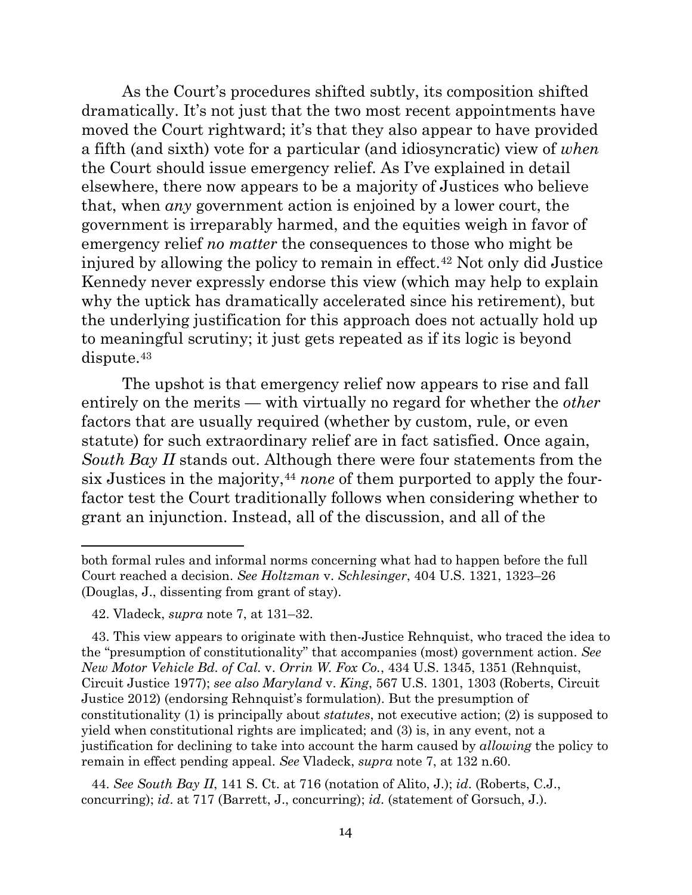As the Court's procedures shifted subtly, its composition shifted dramatically. It's not just that the two most recent appointments have moved the Court rightward; it's that they also appear to have provided a fifth (and sixth) vote for a particular (and idiosyncratic) view of *when* the Court should issue emergency relief. As I've explained in detail elsewhere, there now appears to be a majority of Justices who believe that, when *any* government action is enjoined by a lower court, the government is irreparably harmed, and the equities weigh in favor of emergency relief *no matter* the consequences to those who might be injured by allowing the policy to remain in effect.[42] Not only did Justice Kennedy never expressly endorse this view (which may help to explain why the uptick has dramatically accelerated since his retirement), but the underlying justification for this approach does not actually hold up to meaningful scrutiny; it just gets repeated as if its logic is beyond dispute.[43]

The upshot is that emergency relief now appears to rise and fall entirely on the merits — with virtually no regard for whether the *other* factors that are usually required (whether by custom, rule, or even statute) for such extraordinary relief are in fact satisfied. Once again, *South Bay II* stands out. Although there were four statements from the six Justices in the majority,[44] *none* of them purported to apply the four-factor test the Court traditionally follows when considering whether to grant an injunction. Instead, all of the discussion, and all of the

---

both formal rules and informal norms concerning what had to happen before the full Court reached a decision. *See Holtzman* v. *Schlesinger*, 404 U.S. 1321, 1323–26 (Douglas, J., dissenting from grant of stay).

42. Vladeck, *supra* note 7, at 131–32.

43. This view appears to originate with then-Justice Rehnquist, who traced the idea to the "presumption of constitutionality" that accompanies (most) government action. *See New Motor Vehicle Bd. of Cal.* v. *Orrin W. Fox Co.*, 434 U.S. 1345, 1351 (Rehnquist, Circuit Justice 1977); *see also Maryland* v. *King*, 567 U.S. 1301, 1303 (Roberts, Circuit Justice 2012) (endorsing Rehnquist's formulation). But the presumption of constitutionality (1) is principally about *statutes*, not executive action; (2) is supposed to yield when constitutional rights are implicated; and (3) is, in any event, not a justification for declining to take into account the harm caused by *allowing* the policy to remain in effect pending appeal. *See* Vladeck, *supra* note 7, at 132 n.60.

44. *See South Bay II*, 141 S. Ct. at 716 (notation of Alito, J.); *id*. (Roberts, C.J., concurring); *id*. at 717 (Barrett, J., concurring); *id*. (statement of Gorsuch, J.).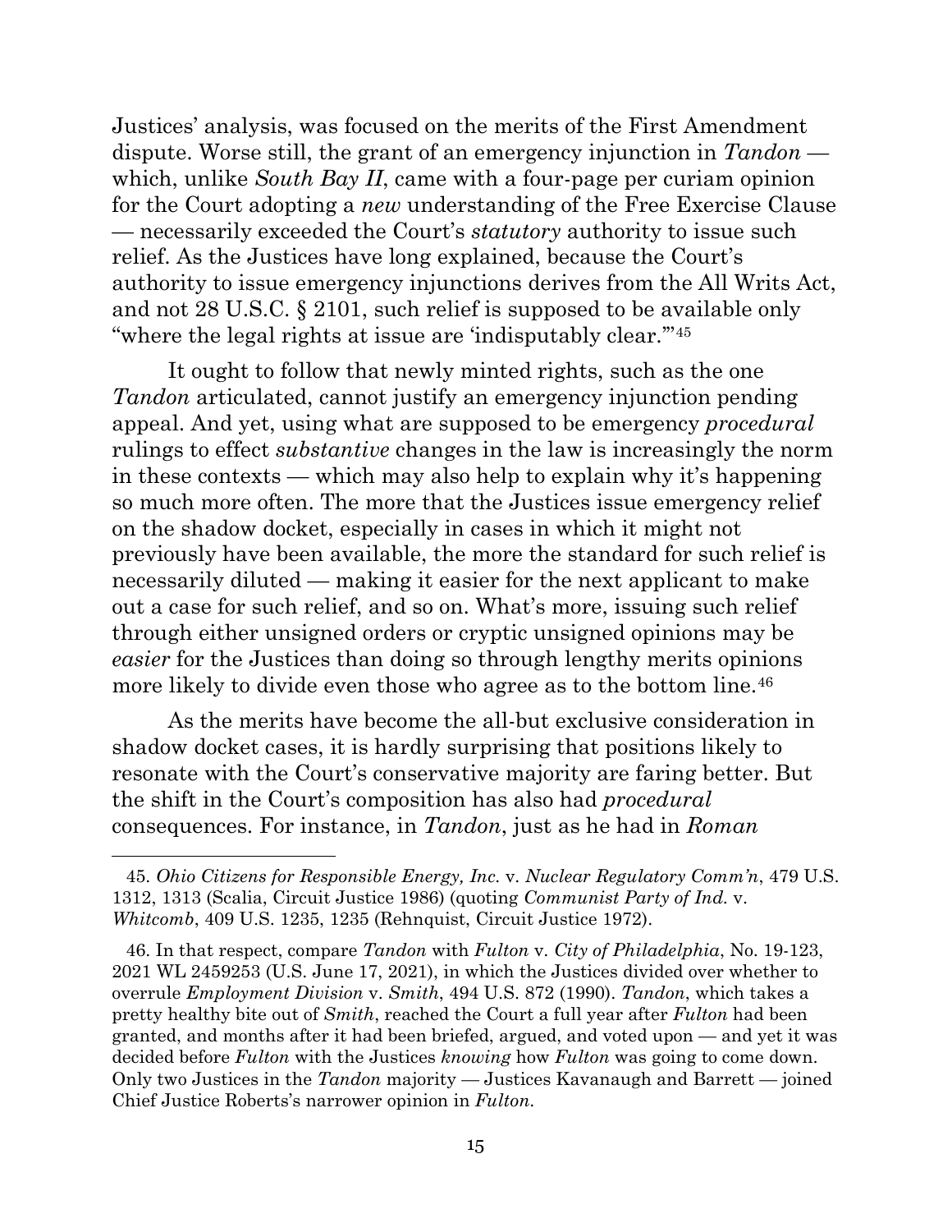Justices' analysis, was focused on the merits of the First Amendment dispute. Worse still, the grant of an emergency injunction in *Tandon* — which, unlike *South Bay II*, came with a four-page per curiam opinion for the Court adopting a *new* understanding of the Free Exercise Clause — necessarily exceeded the Court's *statutory* authority to issue such relief. As the Justices have long explained, because the Court's authority to issue emergency injunctions derives from the All Writs Act, and not 28 U.S.C. § 2101, such relief is supposed to be available only "where the legal rights at issue are 'indisputably clear.'"[45]

It ought to follow that newly minted rights, such as the one *Tandon* articulated, cannot justify an emergency injunction pending appeal. And yet, using what are supposed to be emergency *procedural* rulings to effect *substantive* changes in the law is increasingly the norm in these contexts — which may also help to explain why it's happening so much more often. The more that the Justices issue emergency relief on the shadow docket, especially in cases in which it might not previously have been available, the more the standard for such relief is necessarily diluted — making it easier for the next applicant to make out a case for such relief, and so on. What's more, issuing such relief through either unsigned orders or cryptic unsigned opinions may be *easier* for the Justices than doing so through lengthy merits opinions more likely to divide even those who agree as to the bottom line.[46]

As the merits have become the all-but exclusive consideration in shadow docket cases, it is hardly surprising that positions likely to resonate with the Court's conservative majority are faring better. But the shift in the Court's composition has also had *procedural* consequences. For instance, in *Tandon*, just as he had in *Roman*

---

45. *Ohio Citizens for Responsible Energy, Inc.* v. *Nuclear Regulatory Comm'n*, 479 U.S. 1312, 1313 (Scalia, Circuit Justice 1986) (quoting *Communist Party of Ind.* v. *Whitcomb*, 409 U.S. 1235, 1235 (Rehnquist, Circuit Justice 1972).

46. In that respect, compare *Tandon* with *Fulton* v. *City of Philadelphia*, No. 19-123, 2021 WL 2459253 (U.S. June 17, 2021), in which the Justices divided over whether to overrule *Employment Division* v. *Smith*, 494 U.S. 872 (1990). *Tandon*, which takes a pretty healthy bite out of *Smith*, reached the Court a full year after *Fulton* had been granted, and months after it had been briefed, argued, and voted upon — and yet it was decided before *Fulton* with the Justices *knowing* how *Fulton* was going to come down. Only two Justices in the *Tandon* majority — Justices Kavanaugh and Barrett — joined Chief Justice Roberts's narrower opinion in *Fulton*.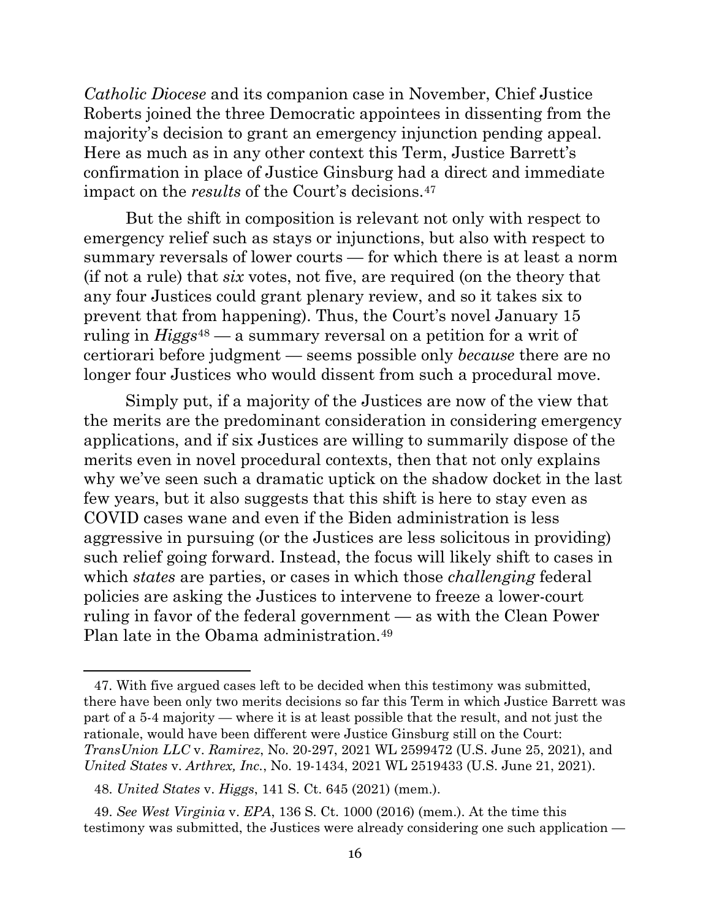*Catholic Diocese* and its companion case in November, Chief Justice Roberts joined the three Democratic appointees in dissenting from the majority's decision to grant an emergency injunction pending appeal. Here as much as in any other context this Term, Justice Barrett's confirmation in place of Justice Ginsburg had a direct and immediate impact on the *results* of the Court's decisions.[47]

But the shift in composition is relevant not only with respect to emergency relief such as stays or injunctions, but also with respect to summary reversals of lower courts — for which there is at least a norm (if not a rule) that *six* votes, not five, are required (on the theory that any four Justices could grant plenary review, and so it takes six to prevent that from happening). Thus, the Court's novel January 15 ruling in *Higgs*[48] — a summary reversal on a petition for a writ of certiorari before judgment — seems possible only *because* there are no longer four Justices who would dissent from such a procedural move.

Simply put, if a majority of the Justices are now of the view that the merits are the predominant consideration in considering emergency applications, and if six Justices are willing to summarily dispose of the merits even in novel procedural contexts, then that not only explains why we've seen such a dramatic uptick on the shadow docket in the last few years, but it also suggests that this shift is here to stay even as COVID cases wane and even if the Biden administration is less aggressive in pursuing (or the Justices are less solicitous in providing) such relief going forward. Instead, the focus will likely shift to cases in which *states* are parties, or cases in which those *challenging* federal policies are asking the Justices to intervene to freeze a lower-court ruling in favor of the federal government — as with the Clean Power Plan late in the Obama administration.[49]

---

47. With five argued cases left to be decided when this testimony was submitted, there have been only two merits decisions so far this Term in which Justice Barrett was part of a 5-4 majority — where it is at least possible that the result, and not just the rationale, would have been different were Justice Ginsburg still on the Court: *TransUnion LLC* v. *Ramirez*, No. 20-297, 2021 WL 2599472 (U.S. June 25, 2021), and *United States* v. *Arthrex, Inc.*, No. 19-1434, 2021 WL 2519433 (U.S. June 21, 2021).

48. *United States* v. *Higgs*, 141 S. Ct. 645 (2021) (mem.).

49. *See West Virginia* v. *EPA*, 136 S. Ct. 1000 (2016) (mem.). At the time this testimony was submitted, the Justices were already considering one such application —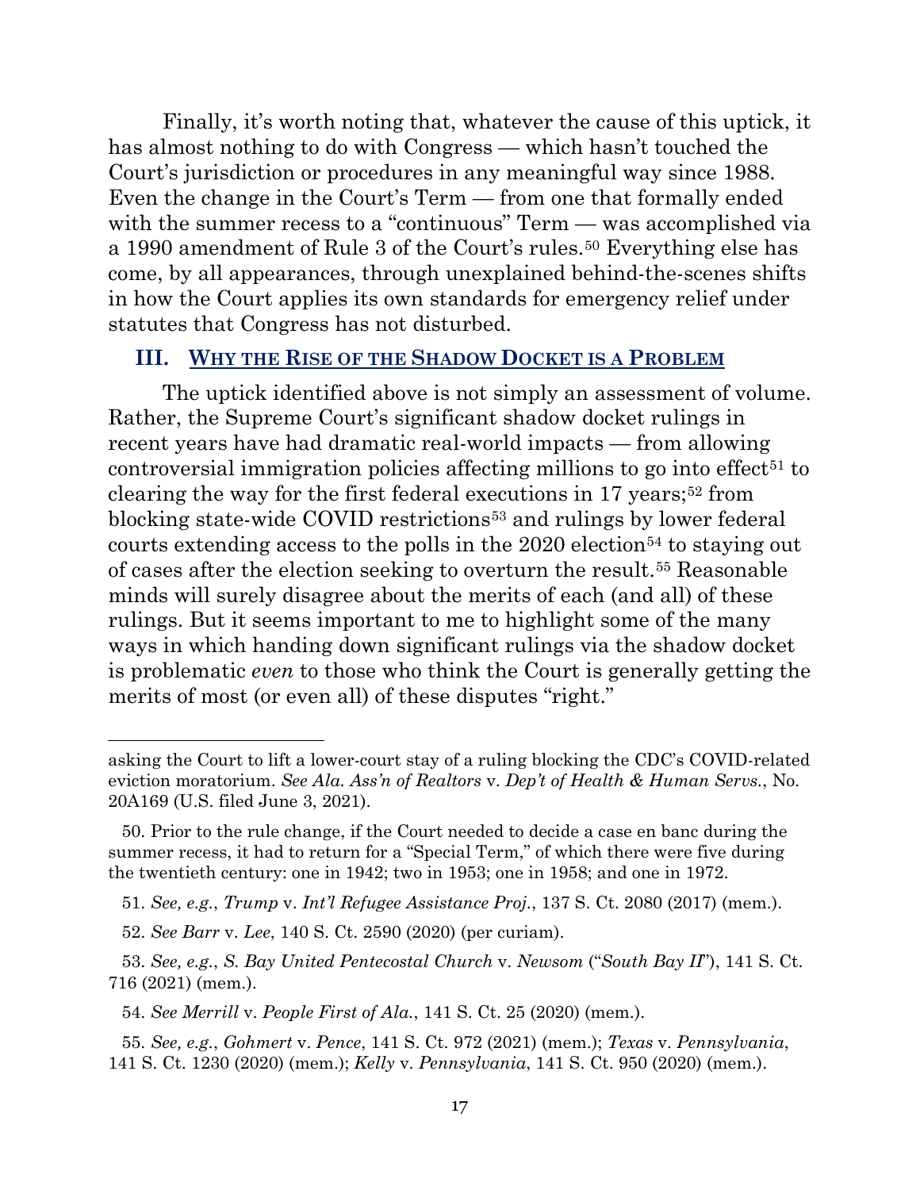Finally, it's worth noting that, whatever the cause of this uptick, it has almost nothing to do with Congress — which hasn't touched the Court's jurisdiction or procedures in any meaningful way since 1988. Even the change in the Court's Term — from one that formally ended with the summer recess to a "continuous" Term — was accomplished via a 1990 amendment of Rule 3 of the Court's rules.[50] Everything else has come, by all appearances, through unexplained behind-the-scenes shifts in how the Court applies its own standards for emergency relief under statutes that Congress has not disturbed.

## III. WHY THE RISE OF THE SHADOW DOCKET IS A PROBLEM

The uptick identified above is not simply an assessment of volume. Rather, the Supreme Court's significant shadow docket rulings in recent years have had dramatic real-world impacts — from allowing controversial immigration policies affecting millions to go into effect[51] to clearing the way for the first federal executions in 17 years;[52] from blocking state-wide COVID restrictions[53] and rulings by lower federal courts extending access to the polls in the 2020 election[54] to staying out of cases after the election seeking to overturn the result.[55] Reasonable minds will surely disagree about the merits of each (and all) of these rulings. But it seems important to me to highlight some of the many ways in which handing down significant rulings via the shadow docket is problematic *even* to those who think the Court is generally getting the merits of most (or even all) of these disputes "right."

---

asking the Court to lift a lower-court stay of a ruling blocking the CDC's COVID-related eviction moratorium. *See Ala. Ass'n of Realtors* v. *Dep't of Health & Human Servs.*, No. 20A169 (U.S. filed June 3, 2021).

50. Prior to the rule change, if the Court needed to decide a case en banc during the summer recess, it had to return for a "Special Term," of which there were five during the twentieth century: one in 1942; two in 1953; one in 1958; and one in 1972.

51. *See, e.g.*, *Trump* v. *Int'l Refugee Assistance Proj.*, 137 S. Ct. 2080 (2017) (mem.).

52. *See Barr* v. *Lee*, 140 S. Ct. 2590 (2020) (per curiam).

53. *See, e.g.*, *S. Bay United Pentecostal Church* v. *Newsom* ("*South Bay II*"), 141 S. Ct. 716 (2021) (mem.).

54. *See Merrill* v. *People First of Ala.*, 141 S. Ct. 25 (2020) (mem.).

55. *See, e.g.*, *Gohmert* v. *Pence*, 141 S. Ct. 972 (2021) (mem.); *Texas* v. *Pennsylvania*, 141 S. Ct. 1230 (2020) (mem.); *Kelly* v. *Pennsylvania*, 141 S. Ct. 950 (2020) (mem.).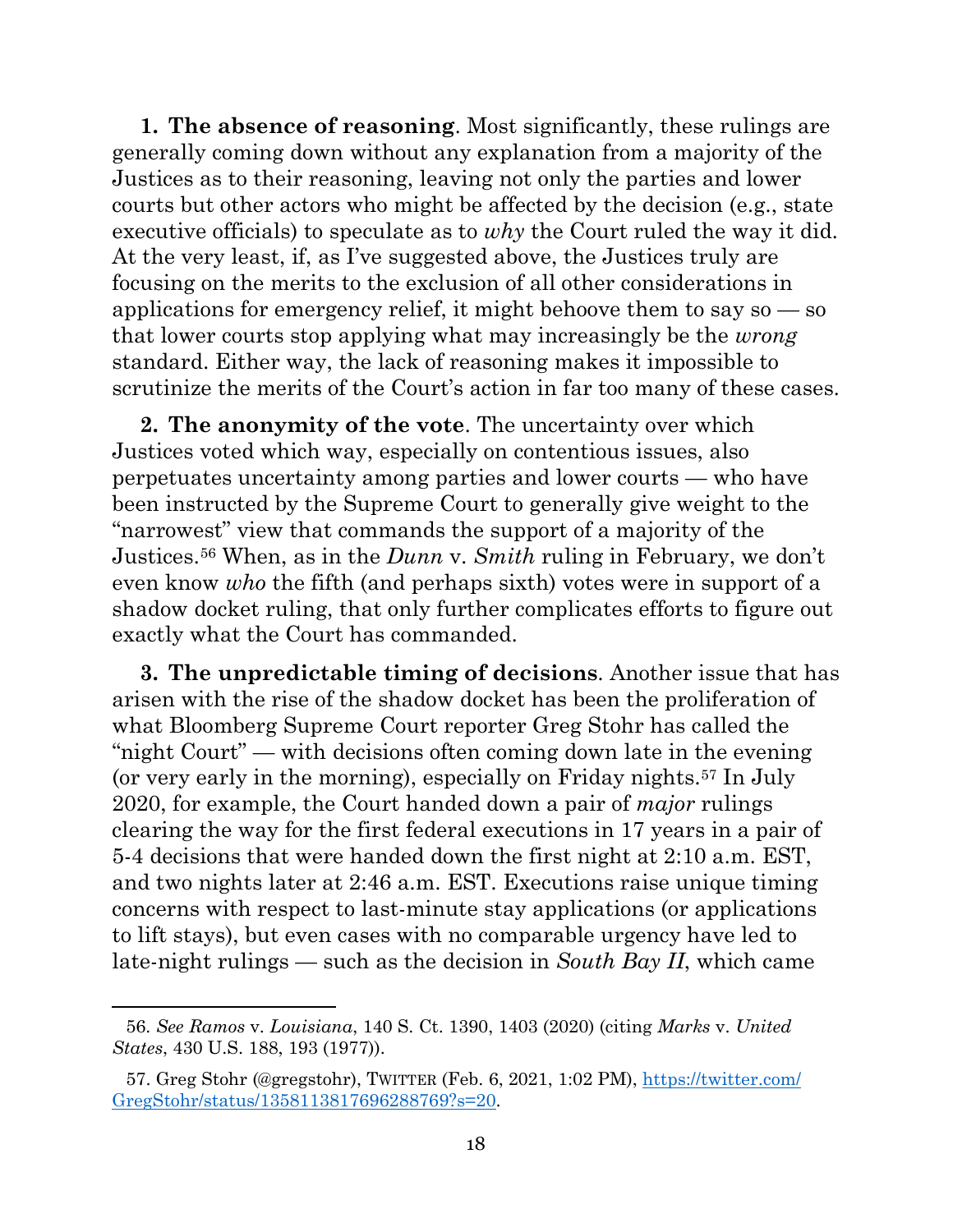**1. The absence of reasoning**. Most significantly, these rulings are generally coming down without any explanation from a majority of the Justices as to their reasoning, leaving not only the parties and lower courts but other actors who might be affected by the decision (e.g., state executive officials) to speculate as to *why* the Court ruled the way it did. At the very least, if, as I've suggested above, the Justices truly are focusing on the merits to the exclusion of all other considerations in applications for emergency relief, it might behoove them to say so — so that lower courts stop applying what may increasingly be the *wrong* standard. Either way, the lack of reasoning makes it impossible to scrutinize the merits of the Court's action in far too many of these cases.

**2. The anonymity of the vote**. The uncertainty over which Justices voted which way, especially on contentious issues, also perpetuates uncertainty among parties and lower courts — who have been instructed by the Supreme Court to generally give weight to the "narrowest" view that commands the support of a majority of the Justices.[56] When, as in the *Dunn* v. *Smith* ruling in February, we don't even know *who* the fifth (and perhaps sixth) votes were in support of a shadow docket ruling, that only further complicates efforts to figure out exactly what the Court has commanded.

**3. The unpredictable timing of decisions**. Another issue that has arisen with the rise of the shadow docket has been the proliferation of what Bloomberg Supreme Court reporter Greg Stohr has called the "night Court" — with decisions often coming down late in the evening (or very early in the morning), especially on Friday nights.[57] In July 2020, for example, the Court handed down a pair of *major* rulings clearing the way for the first federal executions in 17 years in a pair of 5-4 decisions that were handed down the first night at 2:10 a.m. EST, and two nights later at 2:46 a.m. EST. Executions raise unique timing concerns with respect to last-minute stay applications (or applications to lift stays), but even cases with no comparable urgency have led to late-night rulings — such as the decision in *South Bay II*, which came

---

56. *See Ramos* v. *Louisiana*, 140 S. Ct. 1390, 1403 (2020) (citing *Marks* v. *United States*, 430 U.S. 188, 193 (1977)).

57. Greg Stohr (@gregstohr), TWITTER (Feb. 6, 2021, 1:02 PM), https://twitter.com/GregStohr/status/1358113817696288769?s=20.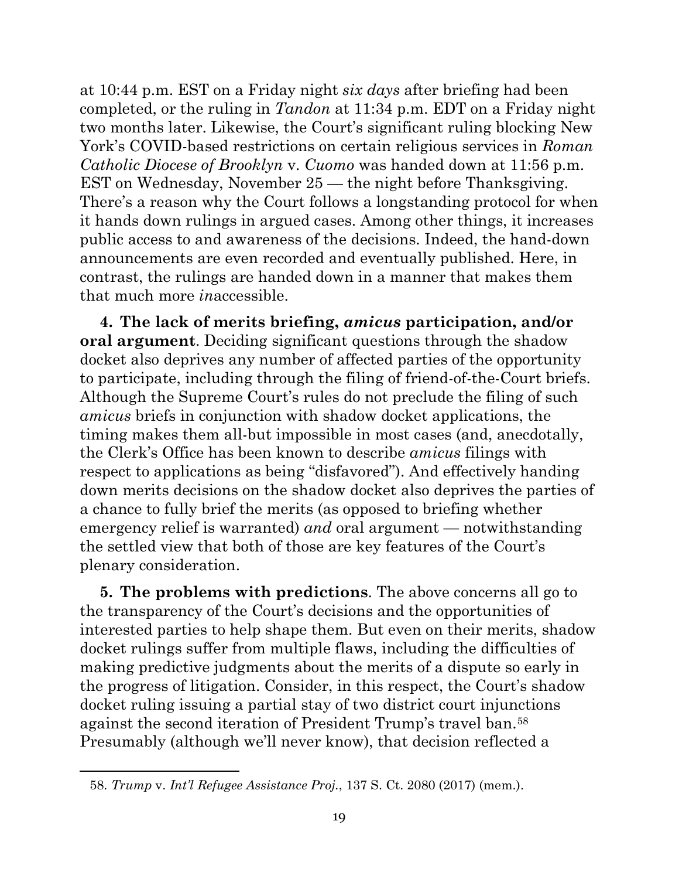at 10:44 p.m. EST on a Friday night *six days* after briefing had been completed, or the ruling in *Tandon* at 11:34 p.m. EDT on a Friday night two months later. Likewise, the Court's significant ruling blocking New York's COVID-based restrictions on certain religious services in *Roman Catholic Diocese of Brooklyn* v. *Cuomo* was handed down at 11:56 p.m. EST on Wednesday, November 25 — the night before Thanksgiving. There's a reason why the Court follows a longstanding protocol for when it hands down rulings in argued cases. Among other things, it increases public access to and awareness of the decisions. Indeed, the hand-down announcements are even recorded and eventually published. Here, in contrast, the rulings are handed down in a manner that makes them that much more *in*accessible.

**4. The lack of merits briefing, *amicus* participation, and/or oral argument**. Deciding significant questions through the shadow docket also deprives any number of affected parties of the opportunity to participate, including through the filing of friend-of-the-Court briefs. Although the Supreme Court's rules do not preclude the filing of such *amicus* briefs in conjunction with shadow docket applications, the timing makes them all-but impossible in most cases (and, anecdotally, the Clerk's Office has been known to describe *amicus* filings with respect to applications as being "disfavored"). And effectively handing down merits decisions on the shadow docket also deprives the parties of a chance to fully brief the merits (as opposed to briefing whether emergency relief is warranted) *and* oral argument — notwithstanding the settled view that both of those are key features of the Court's plenary consideration.

**5. The problems with predictions**. The above concerns all go to the transparency of the Court's decisions and the opportunities of interested parties to help shape them. But even on their merits, shadow docket rulings suffer from multiple flaws, including the difficulties of making predictive judgments about the merits of a dispute so early in the progress of litigation. Consider, in this respect, the Court's shadow docket ruling issuing a partial stay of two district court injunctions against the second iteration of President Trump's travel ban.[58] Presumably (although we'll never know), that decision reflected a

58. *Trump* v. *Int'l Refugee Assistance Proj.*, 137 S. Ct. 2080 (2017) (mem.).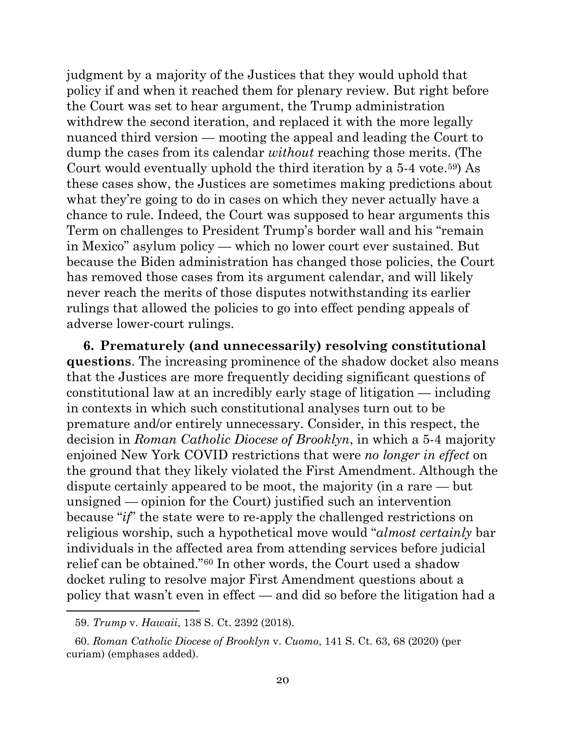judgment by a majority of the Justices that they would uphold that policy if and when it reached them for plenary review. But right before the Court was set to hear argument, the Trump administration withdrew the second iteration, and replaced it with the more legally nuanced third version — mooting the appeal and leading the Court to dump the cases from its calendar *without* reaching those merits. (The Court would eventually uphold the third iteration by a 5-4 vote.[59]) As these cases show, the Justices are sometimes making predictions about what they're going to do in cases on which they never actually have a chance to rule. Indeed, the Court was supposed to hear arguments this Term on challenges to President Trump's border wall and his "remain in Mexico" asylum policy — which no lower court ever sustained. But because the Biden administration has changed those policies, the Court has removed those cases from its argument calendar, and will likely never reach the merits of those disputes notwithstanding its earlier rulings that allowed the policies to go into effect pending appeals of adverse lower-court rulings.

**6. Prematurely (and unnecessarily) resolving constitutional questions**. The increasing prominence of the shadow docket also means that the Justices are more frequently deciding significant questions of constitutional law at an incredibly early stage of litigation — including in contexts in which such constitutional analyses turn out to be premature and/or entirely unnecessary. Consider, in this respect, the decision in *Roman Catholic Diocese of Brooklyn*, in which a 5-4 majority enjoined New York COVID restrictions that were *no longer in effect* on the ground that they likely violated the First Amendment. Although the dispute certainly appeared to be moot, the majority (in a rare — but unsigned — opinion for the Court) justified such an intervention because "*if*" the state were to re-apply the challenged restrictions on religious worship, such a hypothetical move would "*almost certainly* bar individuals in the affected area from attending services before judicial relief can be obtained."[60] In other words, the Court used a shadow docket ruling to resolve major First Amendment questions about a policy that wasn't even in effect — and did so before the litigation had a

---

59. *Trump* v. *Hawaii*, 138 S. Ct. 2392 (2018).

60. *Roman Catholic Diocese of Brooklyn* v. *Cuomo*, 141 S. Ct. 63, 68 (2020) (per curiam) (emphases added).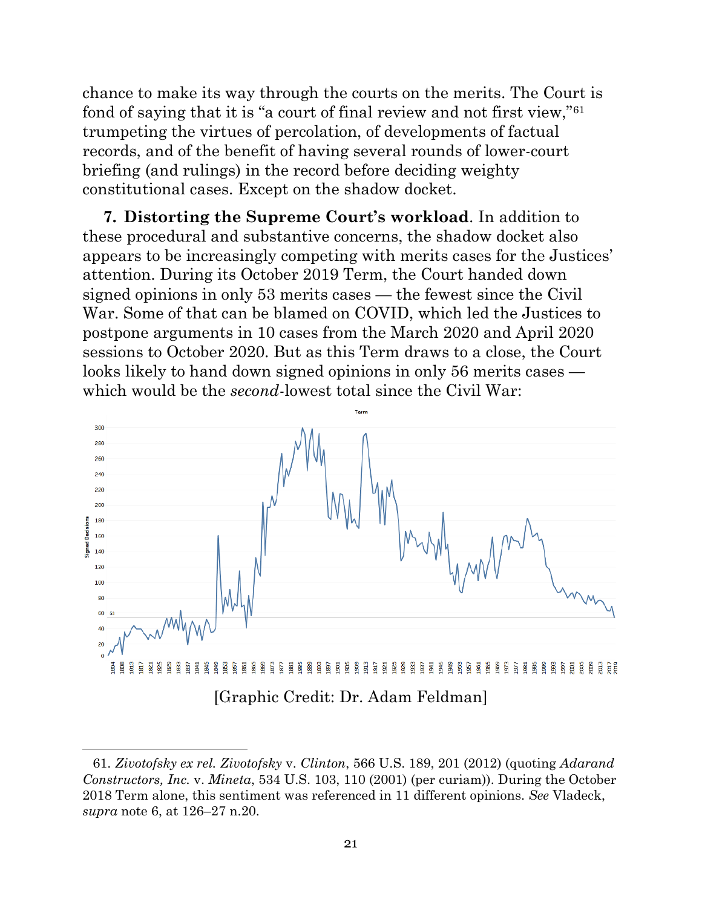chance to make its way through the courts on the merits. The Court is fond of saying that it is "a court of final review and not first view,"[61] trumpeting the virtues of percolation, of developments of factual records, and of the benefit of having several rounds of lower-court briefing (and rulings) in the record before deciding weighty constitutional cases. Except on the shadow docket.

**7. Distorting the Supreme Court's workload**. In addition to these procedural and substantive concerns, the shadow docket also appears to be increasingly competing with merits cases for the Justices' attention. During its October 2019 Term, the Court handed down signed opinions in only 53 merits cases — the fewest since the Civil War. Some of that can be blamed on COVID, which led the Justices to postpone arguments in 10 cases from the March 2020 and April 2020 sessions to October 2020. But as this Term draws to a close, the Court looks likely to hand down signed opinions in only 56 merits cases — which would be the *second*-lowest total since the Civil War:

[Graphic Credit: Dr. Adam Feldman]

61. *Zivotofsky ex rel. Zivotofsky* v. *Clinton*, 566 U.S. 189, 201 (2012) (quoting *Adarand Constructors, Inc.* v. *Mineta*, 534 U.S. 103, 110 (2001) (per curiam)). During the October 2018 Term alone, this sentiment was referenced in 11 different opinions. *See* Vladeck, *supra* note 6, at 126–27 n.20.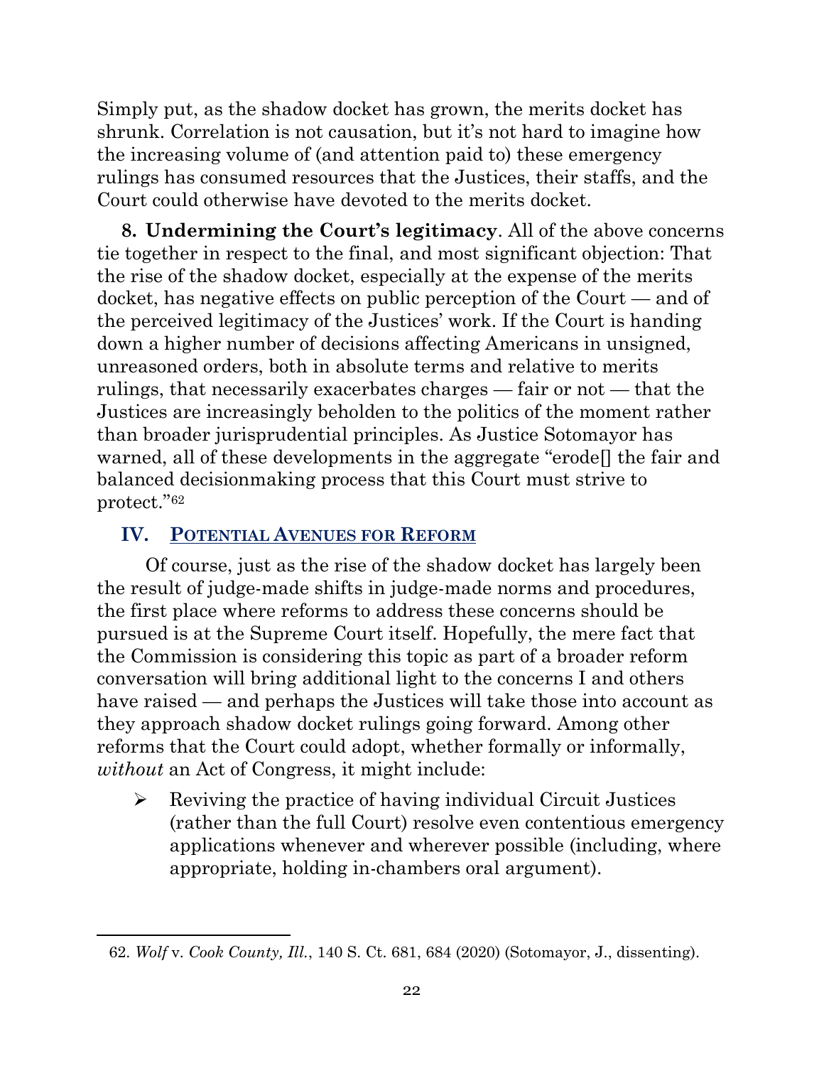Simply put, as the shadow docket has grown, the merits docket has shrunk. Correlation is not causation, but it's not hard to imagine how the increasing volume of (and attention paid to) these emergency rulings has consumed resources that the Justices, their staffs, and the Court could otherwise have devoted to the merits docket.

**8. Undermining the Court's legitimacy**. All of the above concerns tie together in respect to the final, and most significant objection: That the rise of the shadow docket, especially at the expense of the merits docket, has negative effects on public perception of the Court — and of the perceived legitimacy of the Justices' work. If the Court is handing down a higher number of decisions affecting Americans in unsigned, unreasoned orders, both in absolute terms and relative to merits rulings, that necessarily exacerbates charges — fair or not — that the Justices are increasingly beholden to the politics of the moment rather than broader jurisprudential principles. As Justice Sotomayor has warned, all of these developments in the aggregate "erode[] the fair and balanced decisionmaking process that this Court must strive to protect."[62]

## IV. Potential Avenues for Reform

Of course, just as the rise of the shadow docket has largely been the result of judge-made shifts in judge-made norms and procedures, the first place where reforms to address these concerns should be pursued is at the Supreme Court itself. Hopefully, the mere fact that the Commission is considering this topic as part of a broader reform conversation will bring additional light to the concerns I and others have raised — and perhaps the Justices will take those into account as they approach shadow docket rulings going forward. Among other reforms that the Court could adopt, whether formally or informally, *without* an Act of Congress, it might include:

- Reviving the practice of having individual Circuit Justices (rather than the full Court) resolve even contentious emergency applications whenever and wherever possible (including, where appropriate, holding in-chambers oral argument).

62. *Wolf* v. *Cook County, Ill.*, 140 S. Ct. 681, 684 (2020) (Sotomayor, J., dissenting).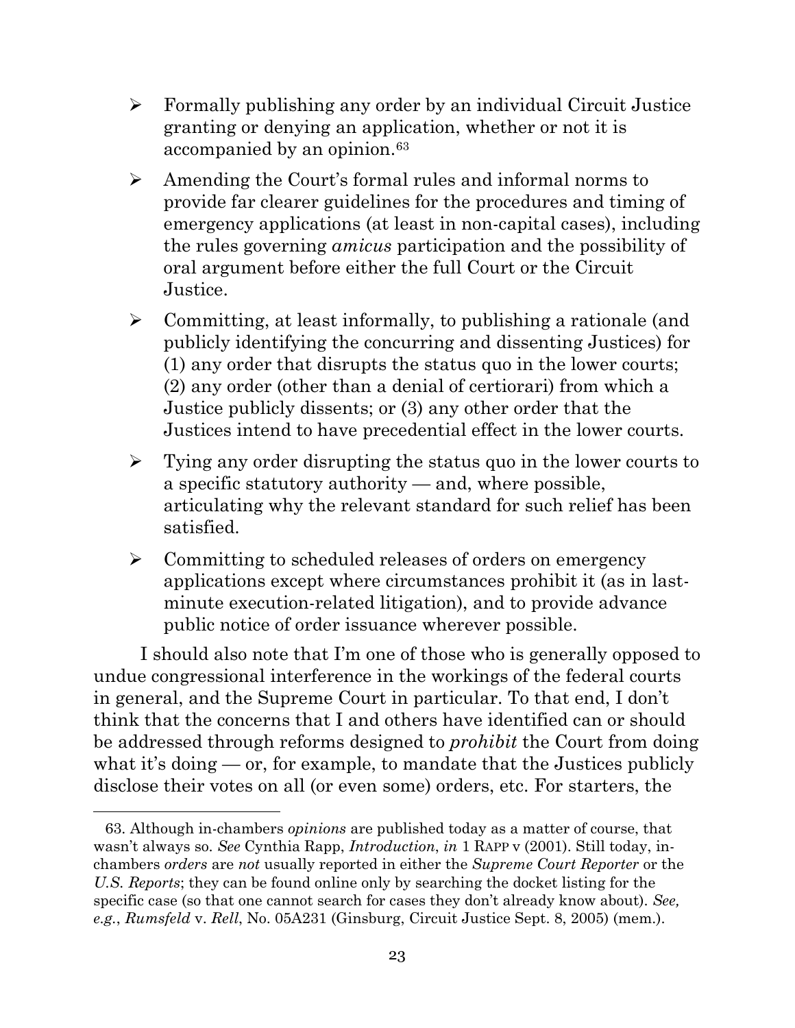- Formally publishing any order by an individual Circuit Justice granting or denying an application, whether or not it is accompanied by an opinion.[63]
- Amending the Court's formal rules and informal norms to provide far clearer guidelines for the procedures and timing of emergency applications (at least in non-capital cases), including the rules governing *amicus* participation and the possibility of oral argument before either the full Court or the Circuit Justice.
- Committing, at least informally, to publishing a rationale (and publicly identifying the concurring and dissenting Justices) for (1) any order that disrupts the status quo in the lower courts; (2) any order (other than a denial of certiorari) from which a Justice publicly dissents; or (3) any other order that the Justices intend to have precedential effect in the lower courts.
- Tying any order disrupting the status quo in the lower courts to a specific statutory authority — and, where possible, articulating why the relevant standard for such relief has been satisfied.
- Committing to scheduled releases of orders on emergency applications except where circumstances prohibit it (as in last-minute execution-related litigation), and to provide advance public notice of order issuance wherever possible.

I should also note that I'm one of those who is generally opposed to undue congressional interference in the workings of the federal courts in general, and the Supreme Court in particular. To that end, I don't think that the concerns that I and others have identified can or should be addressed through reforms designed to *prohibit* the Court from doing what it's doing — or, for example, to mandate that the Justices publicly disclose their votes on all (or even some) orders, etc. For starters, the

---

63. Although in-chambers *opinions* are published today as a matter of course, that wasn't always so. *See* Cynthia Rapp, *Introduction*, *in* 1 RAPP v (2001). Still today, in-chambers *orders* are *not* usually reported in either the *Supreme Court Reporter* or the *U.S. Reports*; they can be found online only by searching the docket listing for the specific case (so that one cannot search for cases they don't already know about). *See, e.g.*, *Rumsfeld* v. *Rell*, No. 05A231 (Ginsburg, Circuit Justice Sept. 8, 2005) (mem.).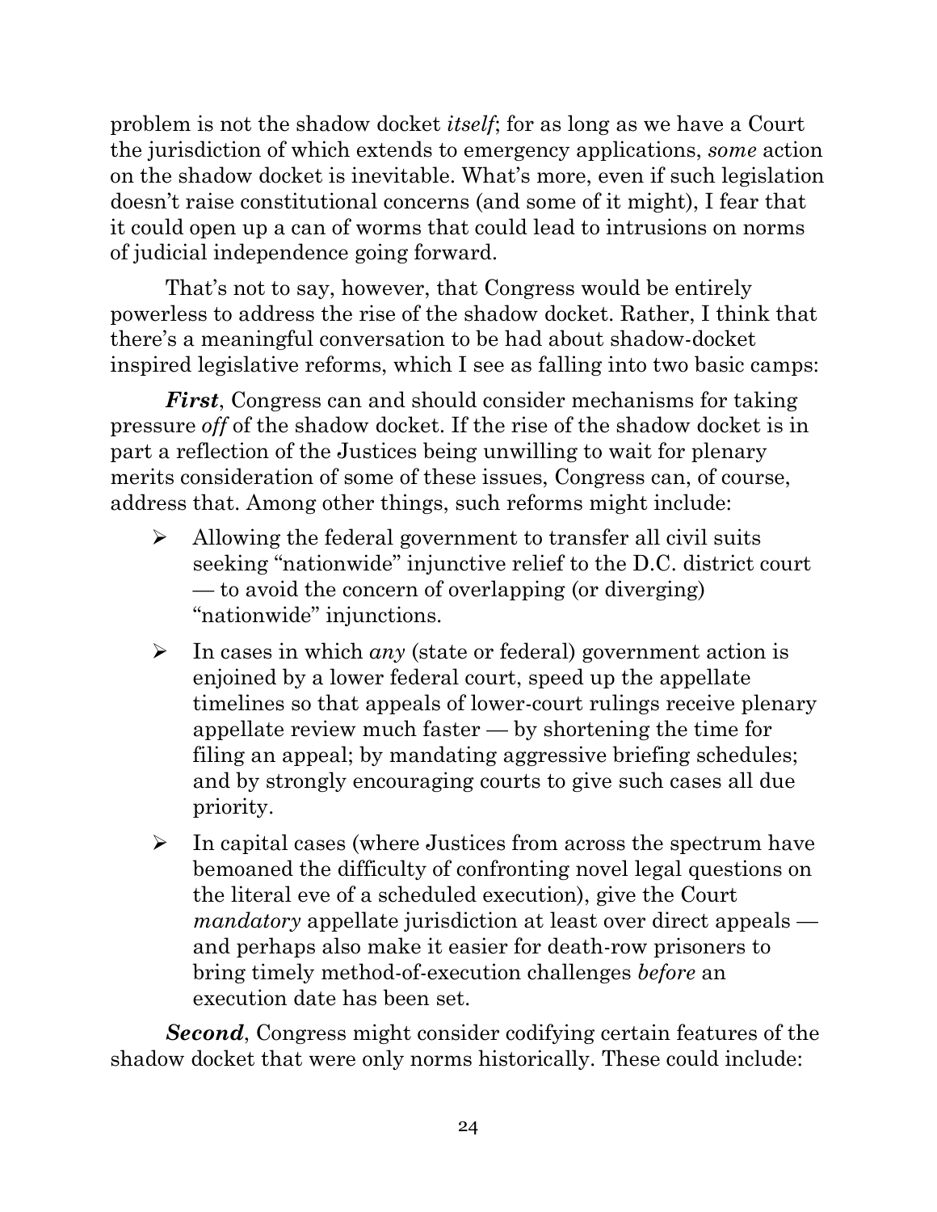problem is not the shadow docket *itself*; for as long as we have a Court the jurisdiction of which extends to emergency applications, *some* action on the shadow docket is inevitable. What's more, even if such legislation doesn't raise constitutional concerns (and some of it might), I fear that it could open up a can of worms that could lead to intrusions on norms of judicial independence going forward.

That's not to say, however, that Congress would be entirely powerless to address the rise of the shadow docket. Rather, I think that there's a meaningful conversation to be had about shadow-docket inspired legislative reforms, which I see as falling into two basic camps:

***First***, Congress can and should consider mechanisms for taking pressure *off* of the shadow docket. If the rise of the shadow docket is in part a reflection of the Justices being unwilling to wait for plenary merits consideration of some of these issues, Congress can, of course, address that. Among other things, such reforms might include:

- Allowing the federal government to transfer all civil suits seeking "nationwide" injunctive relief to the D.C. district court — to avoid the concern of overlapping (or diverging) "nationwide" injunctions.
- In cases in which *any* (state or federal) government action is enjoined by a lower federal court, speed up the appellate timelines so that appeals of lower-court rulings receive plenary appellate review much faster — by shortening the time for filing an appeal; by mandating aggressive briefing schedules; and by strongly encouraging courts to give such cases all due priority.
- In capital cases (where Justices from across the spectrum have bemoaned the difficulty of confronting novel legal questions on the literal eve of a scheduled execution), give the Court *mandatory* appellate jurisdiction at least over direct appeals — and perhaps also make it easier for death-row prisoners to bring timely method-of-execution challenges *before* an execution date has been set.

***Second***, Congress might consider codifying certain features of the shadow docket that were only norms historically. These could include: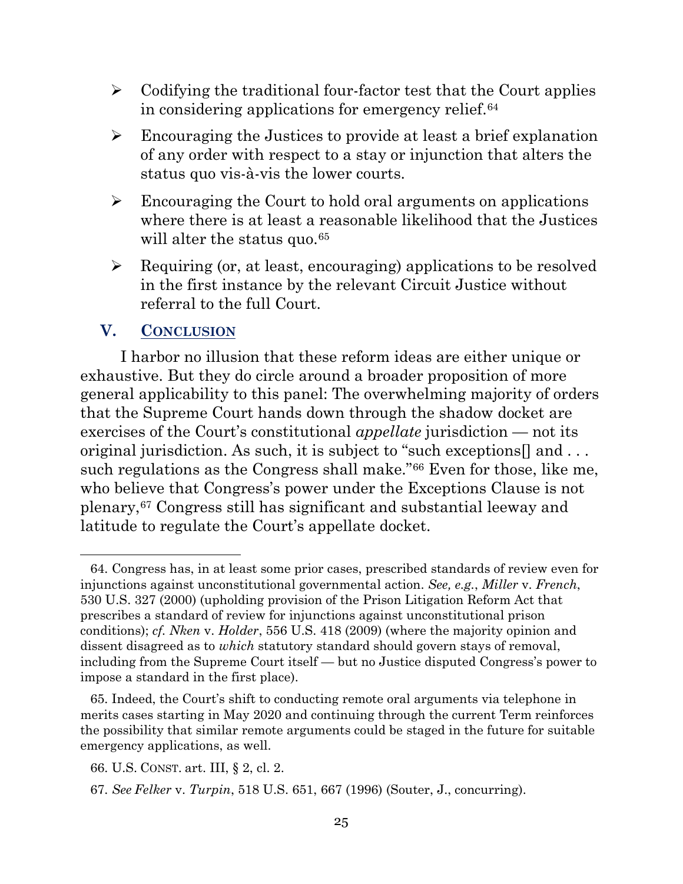- Codifying the traditional four-factor test that the Court applies in considering applications for emergency relief.[64]
- Encouraging the Justices to provide at least a brief explanation of any order with respect to a stay or injunction that alters the status quo vis-à-vis the lower courts.
- Encouraging the Court to hold oral arguments on applications where there is at least a reasonable likelihood that the Justices will alter the status quo.[65]
- Requiring (or, at least, encouraging) applications to be resolved in the first instance by the relevant Circuit Justice without referral to the full Court.

## V. CONCLUSION

I harbor no illusion that these reform ideas are either unique or exhaustive. But they do circle around a broader proposition of more general applicability to this panel: The overwhelming majority of orders that the Supreme Court hands down through the shadow docket are exercises of the Court's constitutional *appellate* jurisdiction — not its original jurisdiction. As such, it is subject to "such exceptions[] and . . . such regulations as the Congress shall make."[66] Even for those, like me, who believe that Congress's power under the Exceptions Clause is not plenary,[67] Congress still has significant and substantial leeway and latitude to regulate the Court's appellate docket.

---

64. Congress has, in at least some prior cases, prescribed standards of review even for injunctions against unconstitutional governmental action. *See, e.g.*, *Miller* v. *French*, 530 U.S. 327 (2000) (upholding provision of the Prison Litigation Reform Act that prescribes a standard of review for injunctions against unconstitutional prison conditions); *cf. Nken* v. *Holder*, 556 U.S. 418 (2009) (where the majority opinion and dissent disagreed as to *which* statutory standard should govern stays of removal, including from the Supreme Court itself — but no Justice disputed Congress's power to impose a standard in the first place).

65. Indeed, the Court's shift to conducting remote oral arguments via telephone in merits cases starting in May 2020 and continuing through the current Term reinforces the possibility that similar remote arguments could be staged in the future for suitable emergency applications, as well.

66. U.S. CONST. art. III, § 2, cl. 2.

67. *See Felker* v. *Turpin*, 518 U.S. 651, 667 (1996) (Souter, J., concurring).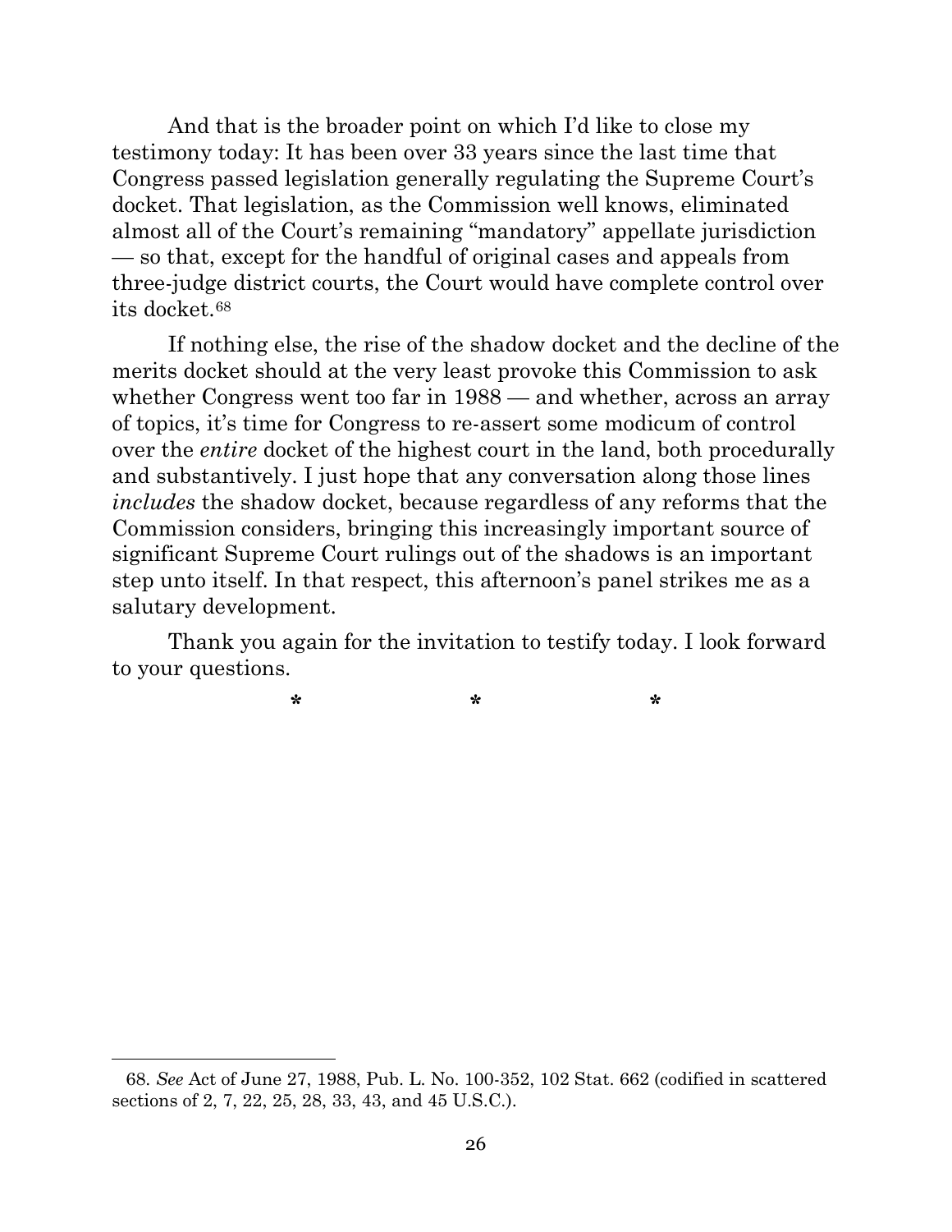And that is the broader point on which I'd like to close my testimony today: It has been over 33 years since the last time that Congress passed legislation generally regulating the Supreme Court's docket. That legislation, as the Commission well knows, eliminated almost all of the Court's remaining "mandatory" appellate jurisdiction — so that, except for the handful of original cases and appeals from three-judge district courts, the Court would have complete control over its docket.[68]

If nothing else, the rise of the shadow docket and the decline of the merits docket should at the very least provoke this Commission to ask whether Congress went too far in 1988 — and whether, across an array of topics, it's time for Congress to re-assert some modicum of control over the *entire* docket of the highest court in the land, both procedurally and substantively. I just hope that any conversation along those lines *includes* the shadow docket, because regardless of any reforms that the Commission considers, bringing this increasingly important source of significant Supreme Court rulings out of the shadows is an important step unto itself. In that respect, this afternoon's panel strikes me as a salutary development.

Thank you again for the invitation to testify today. I look forward to your questions.

\* \* \*

---

68. *See* Act of June 27, 1988, Pub. L. No. 100-352, 102 Stat. 662 (codified in scattered sections of 2, 7, 22, 25, 28, 33, 43, and 45 U.S.C.).